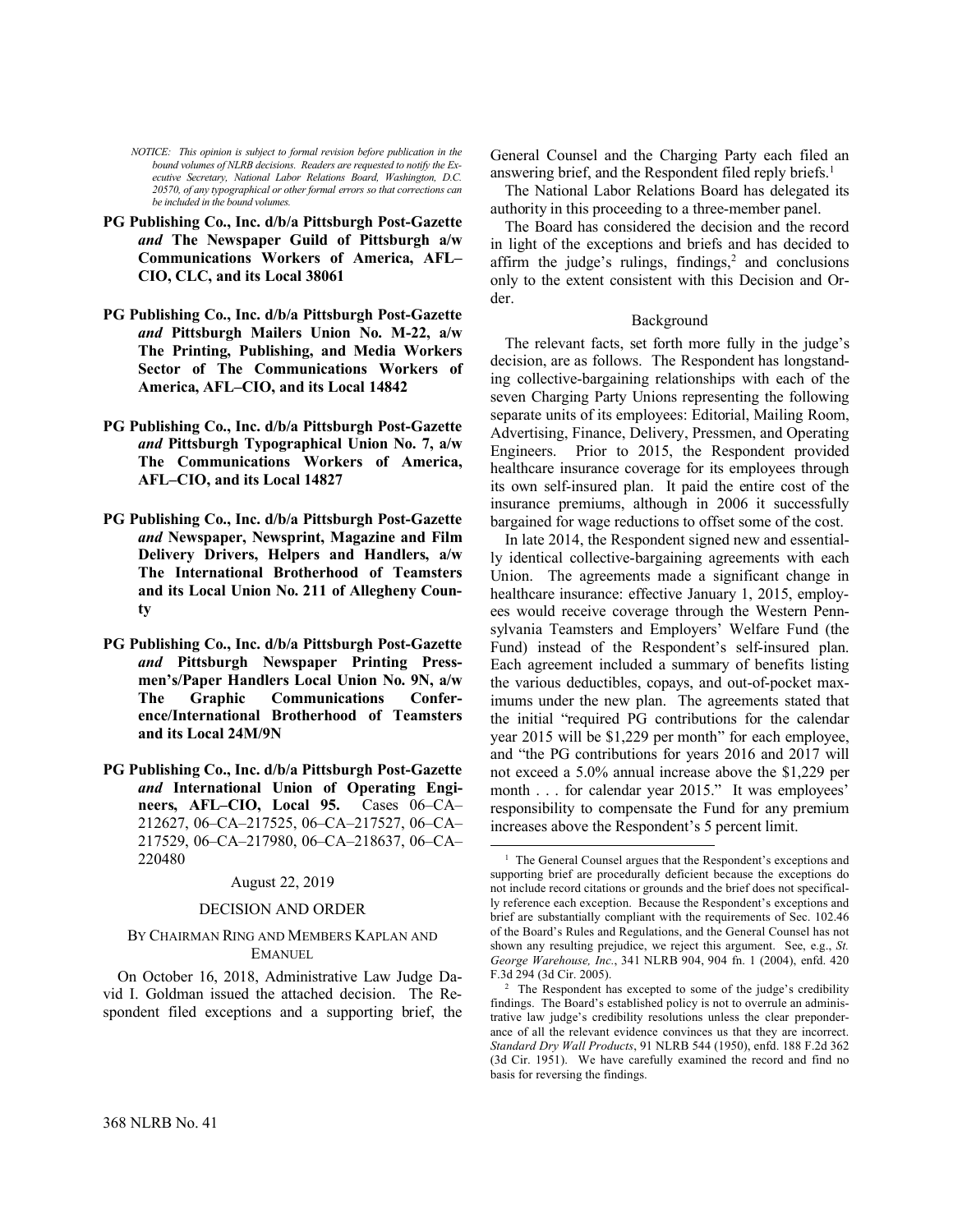*NOTICE: This opinion is subject to formal revision before publication in the bound volumes of NLRB decisions. Readers are requested to notify the Executive Secretary, National Labor Relations Board, Washington, D.C. 20570, of any typographical or other formal errors so that corrections can be included in the bound volumes.*

**PG Publishing Co., Inc. d/b/a Pittsburgh Post-Gazette *and* The Newspaper Guild of Pittsburgh a/w Communications Workers of America, AFL–CIO, CLC, and its Local 38061**

**PG Publishing Co., Inc. d/b/a Pittsburgh Post-Gazette *and* Pittsburgh Mailers Union No. M-22, a/w The Printing, Publishing, and Media Workers Sector of The Communications Workers of America, AFL–CIO, and its Local 14842**

**PG Publishing Co., Inc. d/b/a Pittsburgh Post-Gazette *and* Pittsburgh Typographical Union No. 7, a/w The Communications Workers of America, AFL–CIO, and its Local 14827**

**PG Publishing Co., Inc. d/b/a Pittsburgh Post-Gazette *and* Newspaper, Newsprint, Magazine and Film Delivery Drivers, Helpers and Handlers, a/w The International Brotherhood of Teamsters and its Local Union No. 211 of Allegheny County**

**PG Publishing Co., Inc. d/b/a Pittsburgh Post-Gazette *and* Pittsburgh Newspaper Printing Pressmen's/Paper Handlers Local Union No. 9N, a/w The Graphic Communications Conference/International Brotherhood of Teamsters and its Local 24M/9N**

**PG Publishing Co., Inc. d/b/a Pittsburgh Post-Gazette *and* International Union of Operating Engineers, AFL–CIO, Local 95.** Cases 06–CA–212627, 06–CA–217525, 06–CA–217527, 06–CA–217529, 06–CA–217980, 06–CA–218637, 06–CA–220480

August 22, 2019

## DECISION AND ORDER

BY CHAIRMAN RING AND MEMBERS KAPLAN AND EMANUEL

On October 16, 2018, Administrative Law Judge David I. Goldman issued the attached decision. The Respondent filed exceptions and a supporting brief, the General Counsel and the Charging Party each filed an answering brief, and the Respondent filed reply briefs.[1]

The National Labor Relations Board has delegated its authority in this proceeding to a three-member panel.

The Board has considered the decision and the record in light of the exceptions and briefs and has decided to affirm the judge's rulings, findings,[2] and conclusions only to the extent consistent with this Decision and Order.

### Background

The relevant facts, set forth more fully in the judge's decision, are as follows. The Respondent has longstanding collective-bargaining relationships with each of the seven Charging Party Unions representing the following separate units of its employees: Editorial, Mailing Room, Advertising, Finance, Delivery, Pressmen, and Operating Engineers. Prior to 2015, the Respondent provided healthcare insurance coverage for its employees through its own self-insured plan. It paid the entire cost of the insurance premiums, although in 2006 it successfully bargained for wage reductions to offset some of the cost.

In late 2014, the Respondent signed new and essentially identical collective-bargaining agreements with each Union. The agreements made a significant change in healthcare insurance: effective January 1, 2015, employees would receive coverage through the Western Pennsylvania Teamsters and Employers' Welfare Fund (the Fund) instead of the Respondent's self-insured plan. Each agreement included a summary of benefits listing the various deductibles, copays, and out-of-pocket maximums under the new plan. The agreements stated that the initial "required PG contributions for the calendar year 2015 will be $1,229 per month" for each employee, and "the PG contributions for years 2016 and 2017 will not exceed a 5.0% annual increase above the $1,229 per month . . . for calendar year 2015." It was employees' responsibility to compensate the Fund for any premium increases above the Respondent's 5 percent limit.

---

[1] The General Counsel argues that the Respondent's exceptions and supporting brief are procedurally deficient because the exceptions do not include record citations or grounds and the brief does not specifically reference each exception. Because the Respondent's exceptions and brief are substantially compliant with the requirements of Sec. 102.46 of the Board's Rules and Regulations, and the General Counsel has not shown any resulting prejudice, we reject this argument. See, e.g., *St. George Warehouse, Inc.*, 341 NLRB 904, 904 fn. 1 (2004), enfd. 420 F.3d 294 (3d Cir. 2005).

[2] The Respondent has excepted to some of the judge's credibility findings. The Board's established policy is not to overrule an administrative law judge's credibility resolutions unless the clear preponderance of all the relevant evidence convinces us that they are incorrect. *Standard Dry Wall Products*, 91 NLRB 544 (1950), enfd. 188 F.2d 362 (3d Cir. 1951). We have carefully examined the record and find no basis for reversing the findings.

368 NLRB No. 41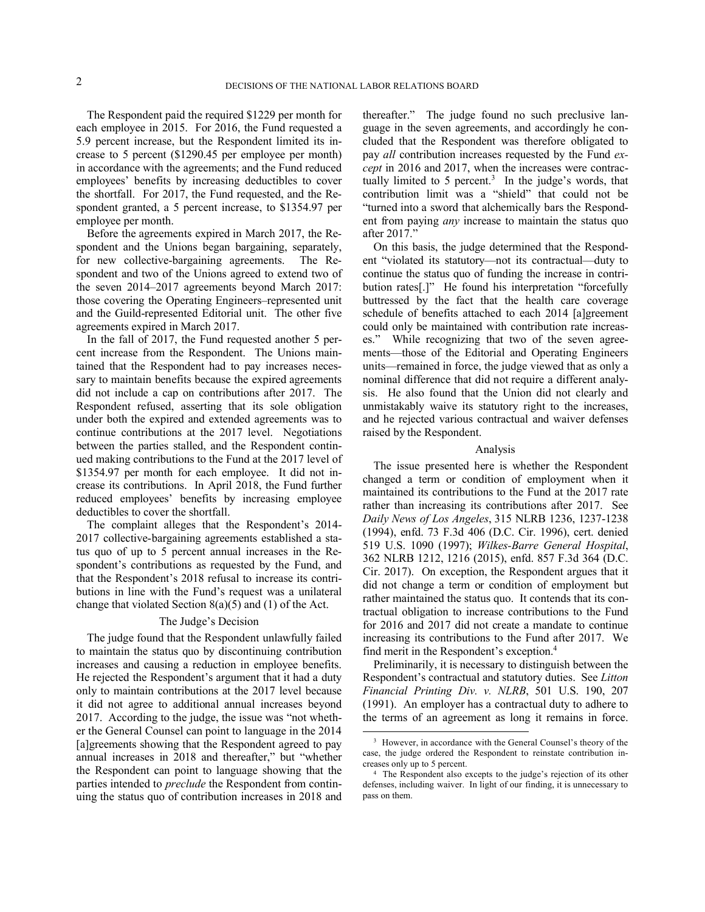The Respondent paid the required $1229 per month for each employee in 2015. For 2016, the Fund requested a 5.9 percent increase, but the Respondent limited its increase to 5 percent ($1290.45 per employee per month) in accordance with the agreements; and the Fund reduced employees' benefits by increasing deductibles to cover the shortfall. For 2017, the Fund requested, and the Respondent granted, a 5 percent increase, to $1354.97 per employee per month.

Before the agreements expired in March 2017, the Respondent and the Unions began bargaining, separately, for new collective-bargaining agreements. The Respondent and two of the Unions agreed to extend two of the seven 2014–2017 agreements beyond March 2017: those covering the Operating Engineers–represented unit and the Guild-represented Editorial unit. The other five agreements expired in March 2017.

In the fall of 2017, the Fund requested another 5 percent increase from the Respondent. The Unions maintained that the Respondent had to pay increases necessary to maintain benefits because the expired agreements did not include a cap on contributions after 2017. The Respondent refused, asserting that its sole obligation under both the expired and extended agreements was to continue contributions at the 2017 level. Negotiations between the parties stalled, and the Respondent continued making contributions to the Fund at the 2017 level of $1354.97 per month for each employee. It did not increase its contributions. In April 2018, the Fund further reduced employees' benefits by increasing employee deductibles to cover the shortfall.

The complaint alleges that the Respondent's 2014-2017 collective-bargaining agreements established a status quo of up to 5 percent annual increases in the Respondent's contributions as requested by the Fund, and that the Respondent's 2018 refusal to increase its contributions in line with the Fund's request was a unilateral change that violated Section 8(a)(5) and (1) of the Act.

### The Judge's Decision

The judge found that the Respondent unlawfully failed to maintain the status quo by discontinuing contribution increases and causing a reduction in employee benefits. He rejected the Respondent's argument that it had a duty only to maintain contributions at the 2017 level because it did not agree to additional annual increases beyond 2017. According to the judge, the issue was "not whether the General Counsel can point to language in the 2014 [a]greements showing that the Respondent agreed to pay annual increases in 2018 and thereafter," but "whether the Respondent can point to language showing that the parties intended to *preclude* the Respondent from continuing the status quo of contribution increases in 2018 and thereafter." The judge found no such preclusive language in the seven agreements, and accordingly he concluded that the Respondent was therefore obligated to pay *all* contribution increases requested by the Fund *except* in 2016 and 2017, when the increases were contractually limited to 5 percent.[3] In the judge's words, that contribution limit was a "shield" that could not be "turned into a sword that alchemically bars the Respondent from paying *any* increase to maintain the status quo after 2017."

On this basis, the judge determined that the Respondent "violated its statutory—not its contractual—duty to continue the status quo of funding the increase in contribution rates[.]" He found his interpretation "forcefully buttressed by the fact that the health care coverage schedule of benefits attached to each 2014 [a]greement could only be maintained with contribution rate increases." While recognizing that two of the seven agreements—those of the Editorial and Operating Engineers units—remained in force, the judge viewed that as only a nominal difference that did not require a different analysis. He also found that the Union did not clearly and unmistakably waive its statutory right to the increases, and he rejected various contractual and waiver defenses raised by the Respondent.

### Analysis

The issue presented here is whether the Respondent changed a term or condition of employment when it maintained its contributions to the Fund at the 2017 rate rather than increasing its contributions after 2017. See *Daily News of Los Angeles*, 315 NLRB 1236, 1237-1238 (1994), enfd. 73 F.3d 406 (D.C. Cir. 1996), cert. denied 519 U.S. 1090 (1997); *Wilkes-Barre General Hospital*, 362 NLRB 1212, 1216 (2015), enfd. 857 F.3d 364 (D.C. Cir. 2017). On exception, the Respondent argues that it did not change a term or condition of employment but rather maintained the status quo. It contends that its contractual obligation to increase contributions to the Fund for 2016 and 2017 did not create a mandate to continue increasing its contributions to the Fund after 2017. We find merit in the Respondent's exception.[4]

Preliminarily, it is necessary to distinguish between the Respondent's contractual and statutory duties. See *Litton Financial Printing Div. v. NLRB*, 501 U.S. 190, 207 (1991). An employer has a contractual duty to adhere to the terms of an agreement as long it remains in force.

[3] However, in accordance with the General Counsel's theory of the case, the judge ordered the Respondent to reinstate contribution increases only up to 5 percent.

[4] The Respondent also excepts to the judge's rejection of its other defenses, including waiver. In light of our finding, it is unnecessary to pass on them.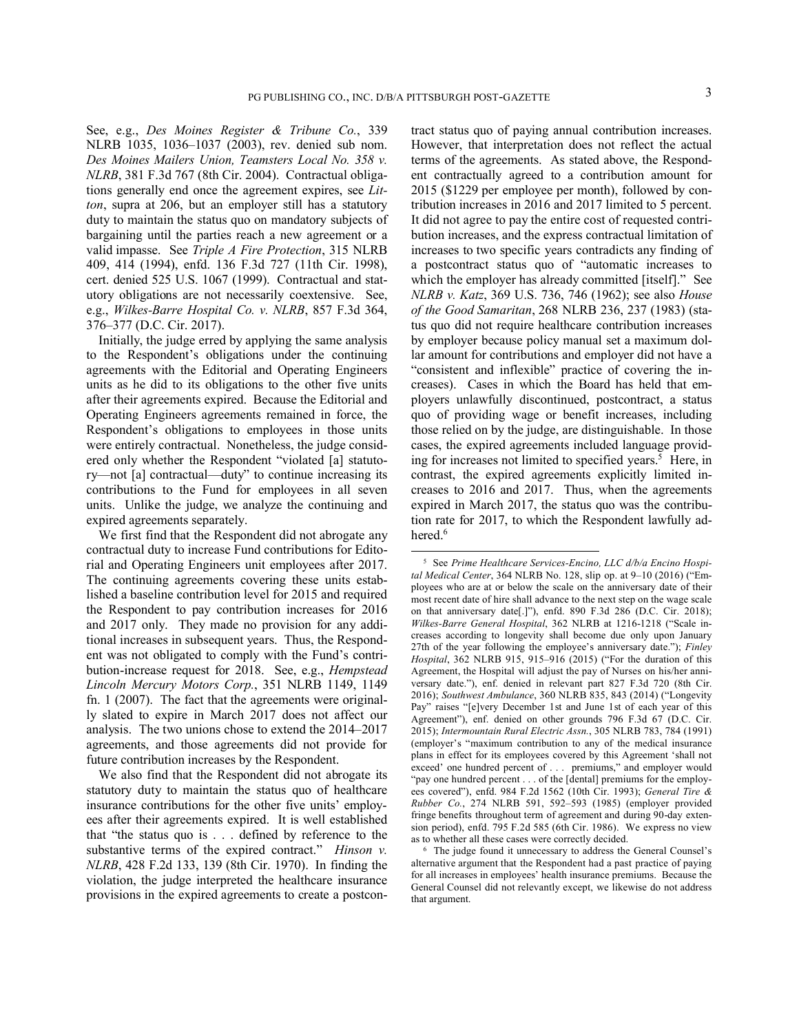See, e.g., *Des Moines Register & Tribune Co.*, 339 NLRB 1035, 1036–1037 (2003), rev. denied sub nom. *Des Moines Mailers Union, Teamsters Local No. 358 v. NLRB*, 381 F.3d 767 (8th Cir. 2004). Contractual obligations generally end once the agreement expires, see *Litton*, supra at 206, but an employer still has a statutory duty to maintain the status quo on mandatory subjects of bargaining until the parties reach a new agreement or a valid impasse. See *Triple A Fire Protection*, 315 NLRB 409, 414 (1994), enfd. 136 F.3d 727 (11th Cir. 1998), cert. denied 525 U.S. 1067 (1999). Contractual and statutory obligations are not necessarily coextensive. See, e.g., *Wilkes-Barre Hospital Co. v. NLRB*, 857 F.3d 364, 376–377 (D.C. Cir. 2017).

Initially, the judge erred by applying the same analysis to the Respondent's obligations under the continuing agreements with the Editorial and Operating Engineers units as he did to its obligations to the other five units after their agreements expired. Because the Editorial and Operating Engineers agreements remained in force, the Respondent's obligations to employees in those units were entirely contractual. Nonetheless, the judge considered only whether the Respondent "violated [a] statutory—not [a] contractual—duty" to continue increasing its contributions to the Fund for employees in all seven units. Unlike the judge, we analyze the continuing and expired agreements separately.

We first find that the Respondent did not abrogate any contractual duty to increase Fund contributions for Editorial and Operating Engineers unit employees after 2017. The continuing agreements covering these units established a baseline contribution level for 2015 and required the Respondent to pay contribution increases for 2016 and 2017 only. They made no provision for any additional increases in subsequent years. Thus, the Respondent was not obligated to comply with the Fund's contribution-increase request for 2018. See, e.g., *Hempstead Lincoln Mercury Motors Corp.*, 351 NLRB 1149, 1149 fn. 1 (2007). The fact that the agreements were originally slated to expire in March 2017 does not affect our analysis. The two unions chose to extend the 2014–2017 agreements, and those agreements did not provide for future contribution increases by the Respondent.

We also find that the Respondent did not abrogate its statutory duty to maintain the status quo of healthcare insurance contributions for the other five units' employees after their agreements expired. It is well established that "the status quo is . . . defined by reference to the substantive terms of the expired contract." *Hinson v. NLRB*, 428 F.2d 133, 139 (8th Cir. 1970). In finding the violation, the judge interpreted the healthcare insurance provisions in the expired agreements to create a postcontract status quo of paying annual contribution increases. However, that interpretation does not reflect the actual terms of the agreements. As stated above, the Respondent contractually agreed to a contribution amount for 2015 ($1229 per employee per month), followed by contribution increases in 2016 and 2017 limited to 5 percent. It did not agree to pay the entire cost of requested contribution increases, and the express contractual limitation of increases to two specific years contradicts any finding of a postcontract status quo of "automatic increases to which the employer has already committed [itself]." See *NLRB v. Katz*, 369 U.S. 736, 746 (1962); see also *House of the Good Samaritan*, 268 NLRB 236, 237 (1983) (status quo did not require healthcare contribution increases by employer because policy manual set a maximum dollar amount for contributions and employer did not have a "consistent and inflexible" practice of covering the increases). Cases in which the Board has held that employers unlawfully discontinued, postcontract, a status quo of providing wage or benefit increases, including those relied on by the judge, are distinguishable. In those cases, the expired agreements included language providing for increases not limited to specified years.[5] Here, in contrast, the expired agreements explicitly limited increases to 2016 and 2017. Thus, when the agreements expired in March 2017, the status quo was the contribution rate for 2017, to which the Respondent lawfully adhered.[6]

---

[5] See *Prime Healthcare Services-Encino, LLC d/b/a Encino Hospital Medical Center*, 364 NLRB No. 128, slip op. at 9–10 (2016) ("Employees who are at or below the scale on the anniversary date of their most recent date of hire shall advance to the next step on the wage scale on that anniversary date[.]"), enfd. 890 F.3d 286 (D.C. Cir. 2018); *Wilkes-Barre General Hospital*, 362 NLRB at 1216-1218 ("Scale increases according to longevity shall become due only upon January 27th of the year following the employee's anniversary date."); *Finley Hospital*, 362 NLRB 915, 915–916 (2015) ("For the duration of this Agreement, the Hospital will adjust the pay of Nurses on his/her anniversary date."), enf. denied in relevant part 827 F.3d 720 (8th Cir. 2016); *Southwest Ambulance*, 360 NLRB 835, 843 (2014) ("Longevity Pay" raises "[e]very December 1st and June 1st of each year of this Agreement"), enf. denied on other grounds 796 F.3d 67 (D.C. Cir. 2015); *Intermountain Rural Electric Assn.*, 305 NLRB 783, 784 (1991) (employer's "maximum contribution to any of the medical insurance plans in effect for its employees covered by this Agreement 'shall not exceed' one hundred percent of . . . premiums," and employer would "pay one hundred percent . . . of the [dental] premiums for the employees covered"), enfd. 984 F.2d 1562 (10th Cir. 1993); *General Tire & Rubber Co.*, 274 NLRB 591, 592–593 (1985) (employer provided fringe benefits throughout term of agreement and during 90-day extension period), enfd. 795 F.2d 585 (6th Cir. 1986). We express no view as to whether all these cases were correctly decided.

[6] The judge found it unnecessary to address the General Counsel's alternative argument that the Respondent had a past practice of paying for all increases in employees' health insurance premiums. Because the General Counsel did not relevantly except, we likewise do not address that argument.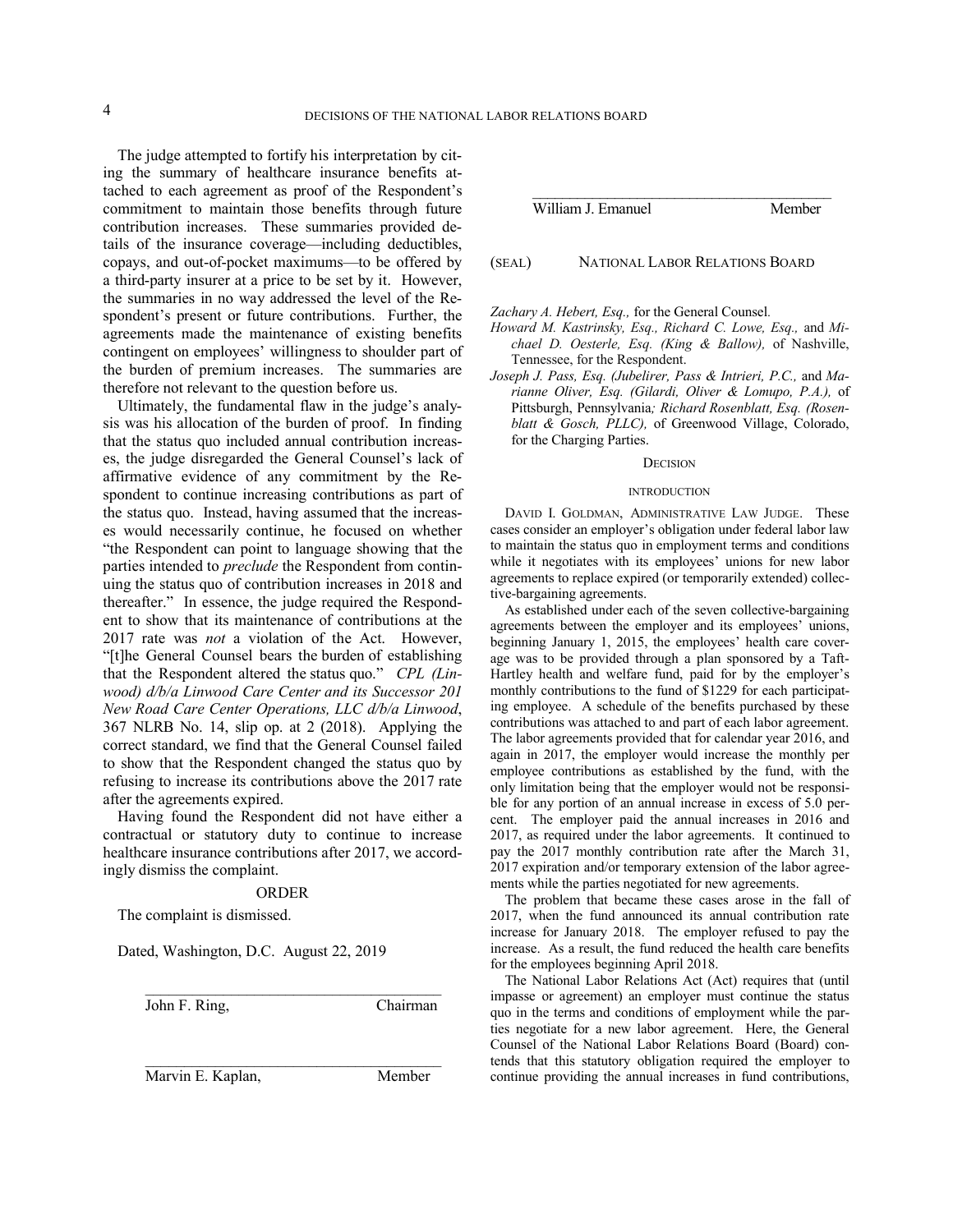The judge attempted to fortify his interpretation by citing the summary of healthcare insurance benefits attached to each agreement as proof of the Respondent's commitment to maintain those benefits through future contribution increases. These summaries provided details of the insurance coverage—including deductibles, copays, and out-of-pocket maximums—to be offered by a third-party insurer at a price to be set by it. However, the summaries in no way addressed the level of the Respondent's present or future contributions. Further, the agreements made the maintenance of existing benefits contingent on employees' willingness to shoulder part of the burden of premium increases. The summaries are therefore not relevant to the question before us.

Ultimately, the fundamental flaw in the judge's analysis was his allocation of the burden of proof. In finding that the status quo included annual contribution increases, the judge disregarded the General Counsel's lack of affirmative evidence of any commitment by the Respondent to continue increasing contributions as part of the status quo. Instead, having assumed that the increases would necessarily continue, he focused on whether "the Respondent can point to language showing that the parties intended to *preclude* the Respondent from continuing the status quo of contribution increases in 2018 and thereafter." In essence, the judge required the Respondent to show that its maintenance of contributions at the 2017 rate was *not* a violation of the Act. However, "[t]he General Counsel bears the burden of establishing that the Respondent altered the status quo." *CPL (Linwood) d/b/a Linwood Care Center and its Successor 201 New Road Care Center Operations, LLC d/b/a Linwood*, 367 NLRB No. 14, slip op. at 2 (2018). Applying the correct standard, we find that the General Counsel failed to show that the Respondent changed the status quo by refusing to increase its contributions above the 2017 rate after the agreements expired.

Having found the Respondent did not have either a contractual or statutory duty to continue to increase healthcare insurance contributions after 2017, we accordingly dismiss the complaint.

## ORDER

The complaint is dismissed.

Dated, Washington, D.C. August 22, 2019

John F. Ring, Chairman

Marvin E. Kaplan, Member

William J. Emanuel Member

(SEAL) NATIONAL LABOR RELATIONS BOARD

*Zachary A. Hebert, Esq.,* for the General Counsel.

*Howard M. Kastrinsky, Esq., Richard C. Lowe, Esq.,* and *Michael D. Oesterle, Esq. (King & Ballow),* of Nashville, Tennessee, for the Respondent.

*Joseph J. Pass, Esq. (Jubelirer, Pass & Intrieri, P.C.,* and *Marianne Oliver, Esq. (Gilardi, Oliver & Lomupo, P.A.),* of Pittsburgh, Pennsylvania*; Richard Rosenblatt, Esq. (Rosenblatt & Gosch, PLLC),* of Greenwood Village, Colorado, for the Charging Parties.

## DECISION

### INTRODUCTION

DAVID I. GOLDMAN, ADMINISTRATIVE LAW JUDGE. These cases consider an employer's obligation under federal labor law to maintain the status quo in employment terms and conditions while it negotiates with its employees' unions for new labor agreements to replace expired (or temporarily extended) collective-bargaining agreements.

As established under each of the seven collective-bargaining agreements between the employer and its employees' unions, beginning January 1, 2015, the employees' health care coverage was to be provided through a plan sponsored by a Taft-Hartley health and welfare fund, paid for by the employer's monthly contributions to the fund of $1229 for each participating employee. A schedule of the benefits purchased by these contributions was attached to and part of each labor agreement. The labor agreements provided that for calendar year 2016, and again in 2017, the employer would increase the monthly per employee contributions as established by the fund, with the only limitation being that the employer would not be responsible for any portion of an annual increase in excess of 5.0 percent. The employer paid the annual increases in 2016 and 2017, as required under the labor agreements. It continued to pay the 2017 monthly contribution rate after the March 31, 2017 expiration and/or temporary extension of the labor agreements while the parties negotiated for new agreements.

The problem that became these cases arose in the fall of 2017, when the fund announced its annual contribution rate increase for January 2018. The employer refused to pay the increase. As a result, the fund reduced the health care benefits for the employees beginning April 2018.

The National Labor Relations Act (Act) requires that (until impasse or agreement) an employer must continue the status quo in the terms and conditions of employment while the parties negotiate for a new labor agreement. Here, the General Counsel of the National Labor Relations Board (Board) contends that this statutory obligation required the employer to continue providing the annual increases in fund contributions,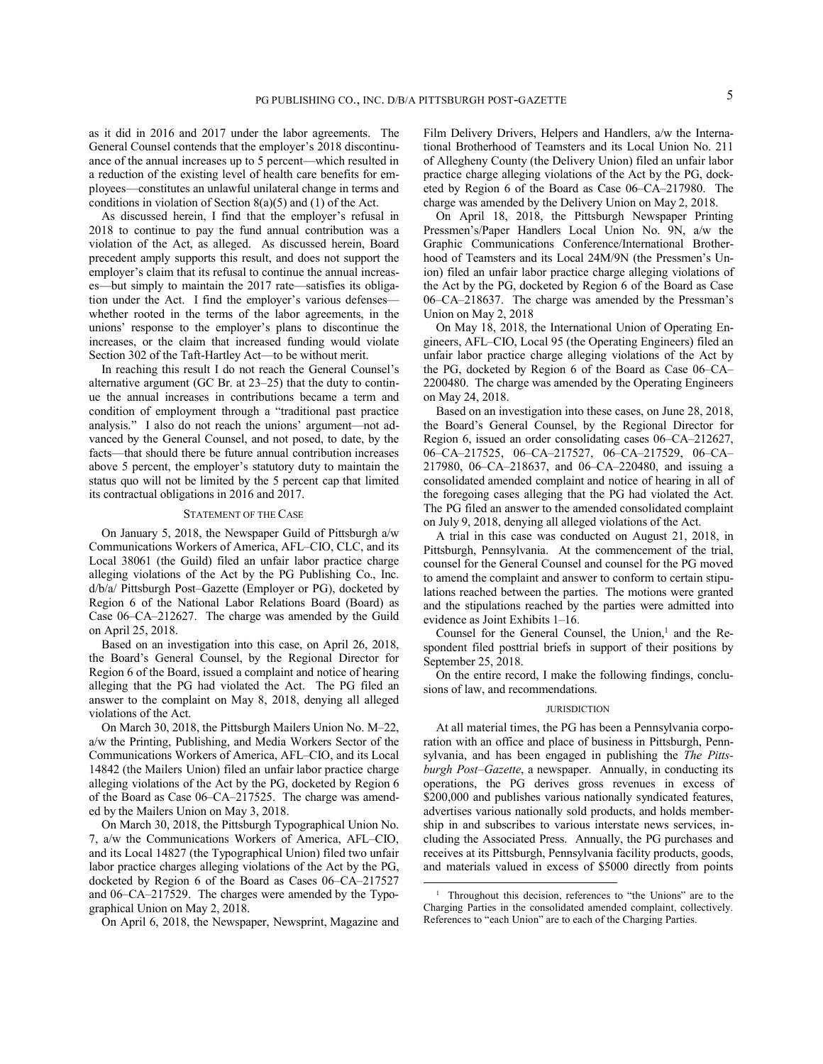as it did in 2016 and 2017 under the labor agreements. The General Counsel contends that the employer's 2018 discontinuance of the annual increases up to 5 percent—which resulted in a reduction of the existing level of health care benefits for employees—constitutes an unlawful unilateral change in terms and conditions in violation of Section 8(a)(5) and (1) of the Act.

As discussed herein, I find that the employer's refusal in 2018 to continue to pay the fund annual contribution was a violation of the Act, as alleged. As discussed herein, Board precedent amply supports this result, and does not support the employer's claim that its refusal to continue the annual increases—but simply to maintain the 2017 rate—satisfies its obligation under the Act. I find the employer's various defenses—whether rooted in the terms of the labor agreements, in the unions' response to the employer's plans to discontinue the increases, or the claim that increased funding would violate Section 302 of the Taft-Hartley Act—to be without merit.

In reaching this result I do not reach the General Counsel's alternative argument (GC Br. at 23–25) that the duty to continue the annual increases in contributions became a term and condition of employment through a "traditional past practice analysis." I also do not reach the unions' argument—not advanced by the General Counsel, and not posed, to date, by the facts—that should there be future annual contribution increases above 5 percent, the employer's statutory duty to maintain the status quo will not be limited by the 5 percent cap that limited its contractual obligations in 2016 and 2017.

## STATEMENT OF THE CASE

On January 5, 2018, the Newspaper Guild of Pittsburgh a/w Communications Workers of America, AFL–CIO, CLC, and its Local 38061 (the Guild) filed an unfair labor practice charge alleging violations of the Act by the PG Publishing Co., Inc. d/b/a/ Pittsburgh Post–Gazette (Employer or PG), docketed by Region 6 of the National Labor Relations Board (Board) as Case 06–CA–212627. The charge was amended by the Guild on April 25, 2018.

Based on an investigation into this case, on April 26, 2018, the Board's General Counsel, by the Regional Director for Region 6 of the Board, issued a complaint and notice of hearing alleging that the PG had violated the Act. The PG filed an answer to the complaint on May 8, 2018, denying all alleged violations of the Act.

On March 30, 2018, the Pittsburgh Mailers Union No. M–22, a/w the Printing, Publishing, and Media Workers Sector of the Communications Workers of America, AFL–CIO, and its Local 14842 (the Mailers Union) filed an unfair labor practice charge alleging violations of the Act by the PG, docketed by Region 6 of the Board as Case 06–CA–217525. The charge was amended by the Mailers Union on May 3, 2018.

On March 30, 2018, the Pittsburgh Typographical Union No. 7, a/w the Communications Workers of America, AFL–CIO, and its Local 14827 (the Typographical Union) filed two unfair labor practice charges alleging violations of the Act by the PG, docketed by Region 6 of the Board as Cases 06–CA–217527 and 06–CA–217529. The charges were amended by the Typographical Union on May 2, 2018.

On April 6, 2018, the Newspaper, Newsprint, Magazine and Film Delivery Drivers, Helpers and Handlers, a/w the International Brotherhood of Teamsters and its Local Union No. 211 of Allegheny County (the Delivery Union) filed an unfair labor practice charge alleging violations of the Act by the PG, docketed by Region 6 of the Board as Case 06–CA–217980. The charge was amended by the Delivery Union on May 2, 2018.

On April 18, 2018, the Pittsburgh Newspaper Printing Pressmen's/Paper Handlers Local Union No. 9N, a/w the Graphic Communications Conference/International Brotherhood of Teamsters and its Local 24M/9N (the Pressmen's Union) filed an unfair labor practice charge alleging violations of the Act by the PG, docketed by Region 6 of the Board as Case 06–CA–218637. The charge was amended by the Pressman's Union on May 2, 2018

On May 18, 2018, the International Union of Operating Engineers, AFL–CIO, Local 95 (the Operating Engineers) filed an unfair labor practice charge alleging violations of the Act by the PG, docketed by Region 6 of the Board as Case 06–CA–2200480. The charge was amended by the Operating Engineers on May 24, 2018.

Based on an investigation into these cases, on June 28, 2018, the Board's General Counsel, by the Regional Director for Region 6, issued an order consolidating cases 06–CA–212627, 06–CA–217525, 06–CA–217527, 06–CA–217529, 06–CA–217980, 06–CA–218637, and 06–CA–220480, and issuing a consolidated amended complaint and notice of hearing in all of the foregoing cases alleging that the PG had violated the Act. The PG filed an answer to the amended consolidated complaint on July 9, 2018, denying all alleged violations of the Act.

A trial in this case was conducted on August 21, 2018, in Pittsburgh, Pennsylvania. At the commencement of the trial, counsel for the General Counsel and counsel for the PG moved to amend the complaint and answer to conform to certain stipulations reached between the parties. The motions were granted and the stipulations reached by the parties were admitted into evidence as Joint Exhibits 1–16.

Counsel for the General Counsel, the Union,[1] and the Respondent filed posttrial briefs in support of their positions by September 25, 2018.

On the entire record, I make the following findings, conclusions of law, and recommendations.

## JURISDICTION

At all material times, the PG has been a Pennsylvania corporation with an office and place of business in Pittsburgh, Pennsylvania, and has been engaged in publishing the *The Pittsburgh Post–Gazette*, a newspaper. Annually, in conducting its operations, the PG derives gross revenues in excess of $200,000 and publishes various nationally syndicated features, advertises various nationally sold products, and holds membership in and subscribes to various interstate news services, including the Associated Press. Annually, the PG purchases and receives at its Pittsburgh, Pennsylvania facility products, goods, and materials valued in excess of $5000 directly from points

[1] Throughout this decision, references to "the Unions" are to the Charging Parties in the consolidated amended complaint, collectively. References to "each Union" are to each of the Charging Parties.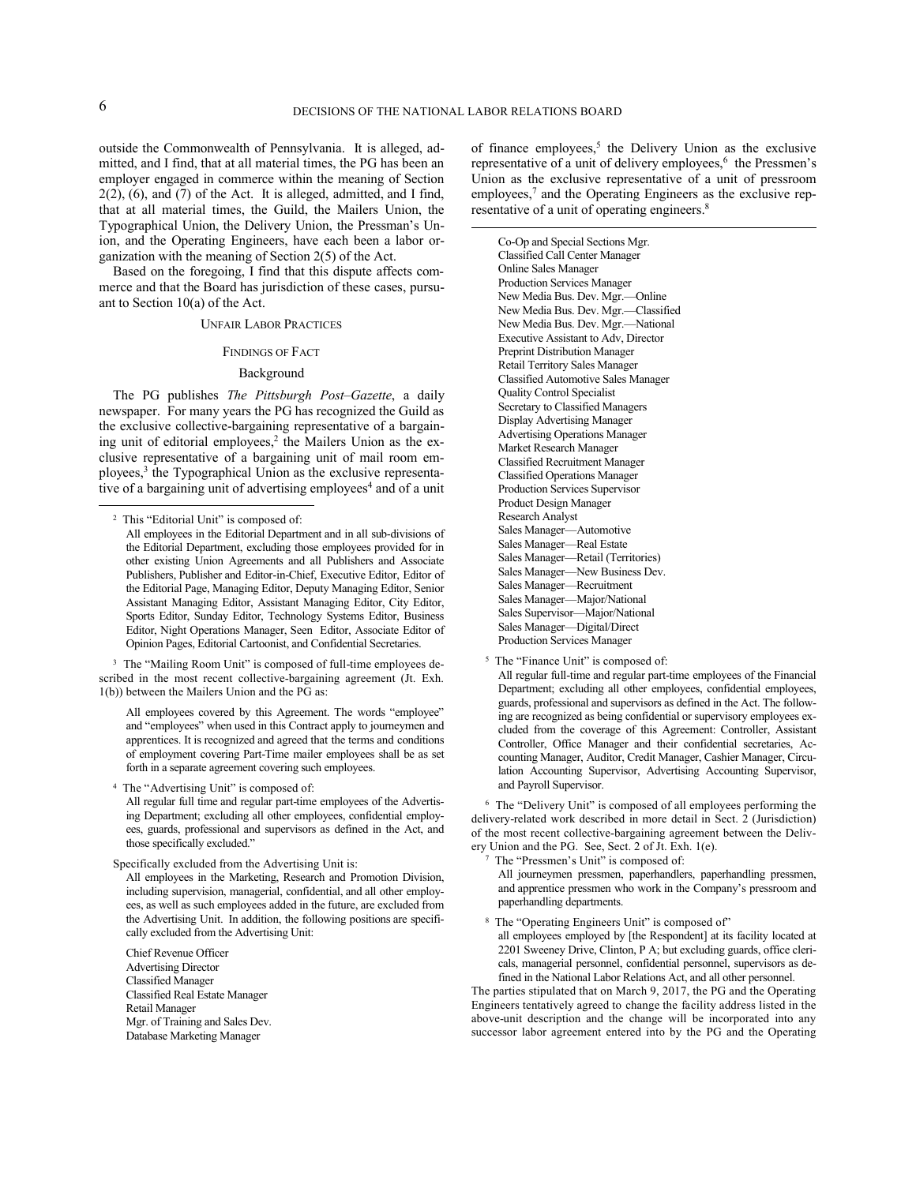outside the Commonwealth of Pennsylvania. It is alleged, admitted, and I find, that at all material times, the PG has been an employer engaged in commerce within the meaning of Section 2(2), (6), and (7) of the Act. It is alleged, admitted, and I find, that at all material times, the Guild, the Mailers Union, the Typographical Union, the Delivery Union, the Pressman's Union, and the Operating Engineers, have each been a labor organization with the meaning of Section 2(5) of the Act.

Based on the foregoing, I find that this dispute affects commerce and that the Board has jurisdiction of these cases, pursuant to Section 10(a) of the Act.

## UNFAIR LABOR PRACTICES

### FINDINGS OF FACT

#### Background

The PG publishes *The Pittsburgh Post–Gazette*, a daily newspaper. For many years the PG has recognized the Guild as the exclusive collective-bargaining representative of a bargaining unit of editorial employees,[2] the Mailers Union as the exclusive representative of a bargaining unit of mail room employees,[3] the Typographical Union as the exclusive representative of a bargaining unit of advertising employees[4] and of a unit of finance employees,[5] the Delivery Union as the exclusive representative of a unit of delivery employees,[6] the Pressmen's Union as the exclusive representative of a unit of pressroom employees,[7] and the Operating Engineers as the exclusive representative of a unit of operating engineers.[8]

---

[2] This "Editorial Unit" is composed of:

> All employees in the Editorial Department and in all sub-divisions of the Editorial Department, excluding those employees provided for in other existing Union Agreements and all Publishers and Associate Publishers, Publisher and Editor-in-Chief, Executive Editor, Editor of the Editorial Page, Managing Editor, Deputy Managing Editor, Senior Assistant Managing Editor, Assistant Managing Editor, City Editor, Sports Editor, Sunday Editor, Technology Systems Editor, Business Editor, Night Operations Manager, Seen Editor, Associate Editor of Opinion Pages, Editorial Cartoonist, and Confidential Secretaries.

[3] The "Mailing Room Unit" is composed of full-time employees described in the most recent collective-bargaining agreement (Jt. Exh. 1(b)) between the Mailers Union and the PG as:

> All employees covered by this Agreement. The words "employee" and "employees" when used in this Contract apply to journeymen and apprentices. It is recognized and agreed that the terms and conditions of employment covering Part-Time mailer employees shall be as set forth in a separate agreement covering such employees.

[4] The "Advertising Unit" is composed of:

> All regular full time and regular part-time employees of the Advertising Department; excluding all other employees, confidential employees, guards, professional and supervisors as defined in the Act, and those specifically excluded."

Specifically excluded from the Advertising Unit is:

> All employees in the Marketing, Research and Promotion Division, including supervision, managerial, confidential, and all other employees, as well as such employees added in the future, are excluded from the Advertising Unit. In addition, the following positions are specifically excluded from the Advertising Unit:
>
> Chief Revenue Officer
> Advertising Director
> Classified Manager
> Classified Real Estate Manager
> Retail Manager
> Mgr. of Training and Sales Dev.
> Database Marketing Manager
> Co-Op and Special Sections Mgr.
> Classified Call Center Manager
> Online Sales Manager
> Production Services Manager
> New Media Bus. Dev. Mgr.—Online
> New Media Bus. Dev. Mgr.—Classified
> New Media Bus. Dev. Mgr.—National
> Executive Assistant to Adv, Director
> Preprint Distribution Manager
> Retail Territory Sales Manager
> Classified Automotive Sales Manager
> Quality Control Specialist
> Secretary to Classified Managers
> Display Advertising Manager
> Advertising Operations Manager
> Market Research Manager
> Classified Recruitment Manager
> Classified Operations Manager
> Production Services Supervisor
> Product Design Manager
> Research Analyst
> Sales Manager—Automotive
> Sales Manager—Real Estate
> Sales Manager—Retail (Territories)
> Sales Manager—New Business Dev.
> Sales Manager—Recruitment
> Sales Manager—Major/National
> Sales Supervisor—Major/National
> Sales Manager—Digital/Direct
> Production Services Manager

[5] The "Finance Unit" is composed of:

> All regular full-time and regular part-time employees of the Financial Department; excluding all other employees, confidential employees, guards, professional and supervisors as defined in the Act. The following are recognized as being confidential or supervisory employees excluded from the coverage of this Agreement: Controller, Assistant Controller, Office Manager and their confidential secretaries, Accounting Manager, Auditor, Credit Manager, Cashier Manager, Circulation Accounting Supervisor, Advertising Accounting Supervisor, and Payroll Supervisor.

[6] The "Delivery Unit" is composed of all employees performing the delivery-related work described in more detail in Sect. 2 (Jurisdiction) of the most recent collective-bargaining agreement between the Delivery Union and the PG. See, Sect. 2 of Jt. Exh. 1(e).

[7] The "Pressmen's Unit" is composed of:

> All journeymen pressmen, paperhandlers, paperhandling pressmen, and apprentice pressmen who work in the Company's pressroom and paperhandling departments.

[8] The "Operating Engineers Unit" is composed of"

> all employees employed by [the Respondent] at its facility located at 2201 Sweeney Drive, Clinton, P A; but excluding guards, office clericals, managerial personnel, confidential personnel, supervisors as defined in the National Labor Relations Act, and all other personnel.

The parties stipulated that on March 9, 2017, the PG and the Operating Engineers tentatively agreed to change the facility address listed in the above-unit description and the change will be incorporated into any successor labor agreement entered into by the PG and the Operating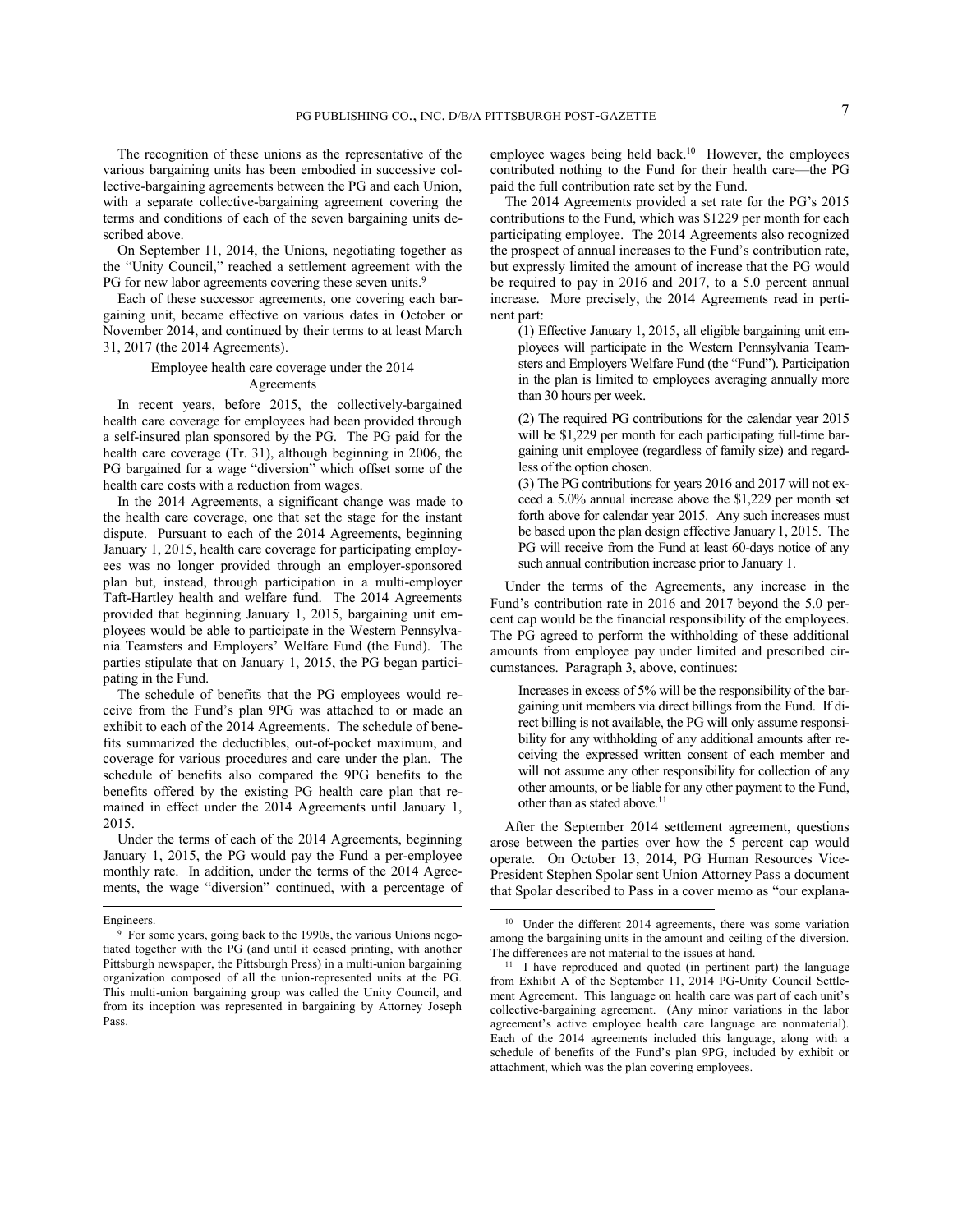The recognition of these unions as the representative of the various bargaining units has been embodied in successive collective-bargaining agreements between the PG and each Union, with a separate collective-bargaining agreement covering the terms and conditions of each of the seven bargaining units described above.

On September 11, 2014, the Unions, negotiating together as the "Unity Council," reached a settlement agreement with the PG for new labor agreements covering these seven units.[9]

Each of these successor agreements, one covering each bargaining unit, became effective on various dates in October or November 2014, and continued by their terms to at least March 31, 2017 (the 2014 Agreements).

### Employee health care coverage under the 2014 Agreements

In recent years, before 2015, the collectively-bargained health care coverage for employees had been provided through a self-insured plan sponsored by the PG. The PG paid for the health care coverage (Tr. 31), although beginning in 2006, the PG bargained for a wage "diversion" which offset some of the health care costs with a reduction from wages.

In the 2014 Agreements, a significant change was made to the health care coverage, one that set the stage for the instant dispute. Pursuant to each of the 2014 Agreements, beginning January 1, 2015, health care coverage for participating employees was no longer provided through an employer-sponsored plan but, instead, through participation in a multi-employer Taft-Hartley health and welfare fund. The 2014 Agreements provided that beginning January 1, 2015, bargaining unit employees would be able to participate in the Western Pennsylvania Teamsters and Employers' Welfare Fund (the Fund). The parties stipulate that on January 1, 2015, the PG began participating in the Fund.

The schedule of benefits that the PG employees would receive from the Fund's plan 9PG was attached to or made an exhibit to each of the 2014 Agreements. The schedule of benefits summarized the deductibles, out-of-pocket maximum, and coverage for various procedures and care under the plan. The schedule of benefits also compared the 9PG benefits to the benefits offered by the existing PG health care plan that remained in effect under the 2014 Agreements until January 1, 2015.

Under the terms of each of the 2014 Agreements, beginning January 1, 2015, the PG would pay the Fund a per-employee monthly rate. In addition, under the terms of the 2014 Agreements, the wage "diversion" continued, with a percentage of employee wages being held back.[10] However, the employees contributed nothing to the Fund for their health care—the PG paid the full contribution rate set by the Fund.

The 2014 Agreements provided a set rate for the PG's 2015 contributions to the Fund, which was $1229 per month for each participating employee. The 2014 Agreements also recognized the prospect of annual increases to the Fund's contribution rate, but expressly limited the amount of increase that the PG would be required to pay in 2016 and 2017, to a 5.0 percent annual increase. More precisely, the 2014 Agreements read in pertinent part:

> (1) Effective January 1, 2015, all eligible bargaining unit employees will participate in the Western Pennsylvania Teamsters and Employers Welfare Fund (the "Fund"). Participation in the plan is limited to employees averaging annually more than 30 hours per week.
>
> (2) The required PG contributions for the calendar year 2015 will be $1,229 per month for each participating full-time bargaining unit employee (regardless of family size) and regardless of the option chosen.
>
> (3) The PG contributions for years 2016 and 2017 will not exceed a 5.0% annual increase above the $1,229 per month set forth above for calendar year 2015. Any such increases must be based upon the plan design effective January 1, 2015. The PG will receive from the Fund at least 60-days notice of any such annual contribution increase prior to January 1.

Under the terms of the Agreements, any increase in the Fund's contribution rate in 2016 and 2017 beyond the 5.0 percent cap would be the financial responsibility of the employees. The PG agreed to perform the withholding of these additional amounts from employee pay under limited and prescribed circumstances. Paragraph 3, above, continues:

> Increases in excess of 5% will be the responsibility of the bargaining unit members via direct billings from the Fund. If direct billing is not available, the PG will only assume responsibility for any withholding of any additional amounts after receiving the expressed written consent of each member and will not assume any other responsibility for collection of any other amounts, or be liable for any other payment to the Fund, other than as stated above.[11]

After the September 2014 settlement agreement, questions arose between the parties over how the 5 percent cap would operate. On October 13, 2014, PG Human Resources Vice-President Stephen Spolar sent Union Attorney Pass a document that Spolar described to Pass in a cover memo as "our explana-

---

Engineers.

[9] For some years, going back to the 1990s, the various Unions negotiated together with the PG (and until it ceased printing, with another Pittsburgh newspaper, the Pittsburgh Press) in a multi-union bargaining organization composed of all the union-represented units at the PG. This multi-union bargaining group was called the Unity Council, and from its inception was represented in bargaining by Attorney Joseph Pass.

[10] Under the different 2014 agreements, there was some variation among the bargaining units in the amount and ceiling of the diversion. The differences are not material to the issues at hand.

[11] I have reproduced and quoted (in pertinent part) the language from Exhibit A of the September 11, 2014 PG-Unity Council Settlement Agreement. This language on health care was part of each unit's collective-bargaining agreement. (Any minor variations in the labor agreement's active employee health care language are nonmaterial). Each of the 2014 agreements included this language, along with a schedule of benefits of the Fund's plan 9PG, included by exhibit or attachment, which was the plan covering employees.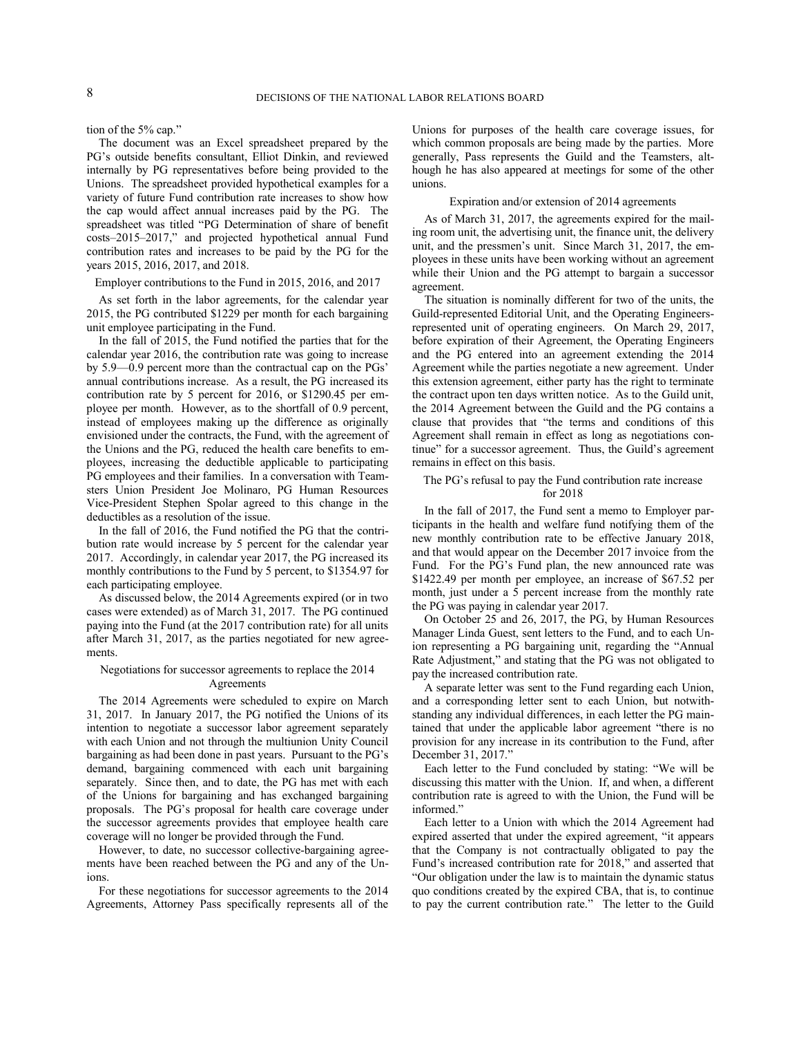tion of the 5% cap."

The document was an Excel spreadsheet prepared by the PG's outside benefits consultant, Elliot Dinkin, and reviewed internally by PG representatives before being provided to the Unions. The spreadsheet provided hypothetical examples for a variety of future Fund contribution rate increases to show how the cap would affect annual increases paid by the PG. The spreadsheet was titled "PG Determination of share of benefit costs–2015–2017," and projected hypothetical annual Fund contribution rates and increases to be paid by the PG for the years 2015, 2016, 2017, and 2018.

### Employer contributions to the Fund in 2015, 2016, and 2017

As set forth in the labor agreements, for the calendar year 2015, the PG contributed $1229 per month for each bargaining unit employee participating in the Fund.

In the fall of 2015, the Fund notified the parties that for the calendar year 2016, the contribution rate was going to increase by 5.9—0.9 percent more than the contractual cap on the PGs' annual contributions increase. As a result, the PG increased its contribution rate by 5 percent for 2016, or $1290.45 per employee per month. However, as to the shortfall of 0.9 percent, instead of employees making up the difference as originally envisioned under the contracts, the Fund, with the agreement of the Unions and the PG, reduced the health care benefits to employees, increasing the deductible applicable to participating PG employees and their families. In a conversation with Teamsters Union President Joe Molinaro, PG Human Resources Vice-President Stephen Spolar agreed to this change in the deductibles as a resolution of the issue.

In the fall of 2016, the Fund notified the PG that the contribution rate would increase by 5 percent for the calendar year 2017. Accordingly, in calendar year 2017, the PG increased its monthly contributions to the Fund by 5 percent, to $1354.97 for each participating employee.

As discussed below, the 2014 Agreements expired (or in two cases were extended) as of March 31, 2017. The PG continued paying into the Fund (at the 2017 contribution rate) for all units after March 31, 2017, as the parties negotiated for new agreements.

### Negotiations for successor agreements to replace the 2014 Agreements

The 2014 Agreements were scheduled to expire on March 31, 2017. In January 2017, the PG notified the Unions of its intention to negotiate a successor labor agreement separately with each Union and not through the multiunion Unity Council bargaining as had been done in past years. Pursuant to the PG's demand, bargaining commenced with each unit bargaining separately. Since then, and to date, the PG has met with each of the Unions for bargaining and has exchanged bargaining proposals. The PG's proposal for health care coverage under the successor agreements provides that employee health care coverage will no longer be provided through the Fund.

However, to date, no successor collective-bargaining agreements have been reached between the PG and any of the Unions.

For these negotiations for successor agreements to the 2014 Agreements, Attorney Pass specifically represents all of the Unions for purposes of the health care coverage issues, for which common proposals are being made by the parties. More generally, Pass represents the Guild and the Teamsters, although he has also appeared at meetings for some of the other unions.

### Expiration and/or extension of 2014 agreements

As of March 31, 2017, the agreements expired for the mailing room unit, the advertising unit, the finance unit, the delivery unit, and the pressmen's unit. Since March 31, 2017, the employees in these units have been working without an agreement while their Union and the PG attempt to bargain a successor agreement.

The situation is nominally different for two of the units, the Guild-represented Editorial Unit, and the Operating Engineers-represented unit of operating engineers. On March 29, 2017, before expiration of their Agreement, the Operating Engineers and the PG entered into an agreement extending the 2014 Agreement while the parties negotiate a new agreement. Under this extension agreement, either party has the right to terminate the contract upon ten days written notice. As to the Guild unit, the 2014 Agreement between the Guild and the PG contains a clause that provides that "the terms and conditions of this Agreement shall remain in effect as long as negotiations continue" for a successor agreement. Thus, the Guild's agreement remains in effect on this basis.

### The PG's refusal to pay the Fund contribution rate increase for 2018

In the fall of 2017, the Fund sent a memo to Employer participants in the health and welfare fund notifying them of the new monthly contribution rate to be effective January 2018, and that would appear on the December 2017 invoice from the Fund. For the PG's Fund plan, the new announced rate was $1422.49 per month per employee, an increase of $67.52 per month, just under a 5 percent increase from the monthly rate the PG was paying in calendar year 2017.

On October 25 and 26, 2017, the PG, by Human Resources Manager Linda Guest, sent letters to the Fund, and to each Union representing a PG bargaining unit, regarding the "Annual Rate Adjustment," and stating that the PG was not obligated to pay the increased contribution rate.

A separate letter was sent to the Fund regarding each Union, and a corresponding letter sent to each Union, but notwithstanding any individual differences, in each letter the PG maintained that under the applicable labor agreement "there is no provision for any increase in its contribution to the Fund, after December 31, 2017."

Each letter to the Fund concluded by stating: "We will be discussing this matter with the Union. If, and when, a different contribution rate is agreed to with the Union, the Fund will be informed."

Each letter to a Union with which the 2014 Agreement had expired asserted that under the expired agreement, "it appears that the Company is not contractually obligated to pay the Fund's increased contribution rate for 2018," and asserted that "Our obligation under the law is to maintain the dynamic status quo conditions created by the expired CBA, that is, to continue to pay the current contribution rate." The letter to the Guild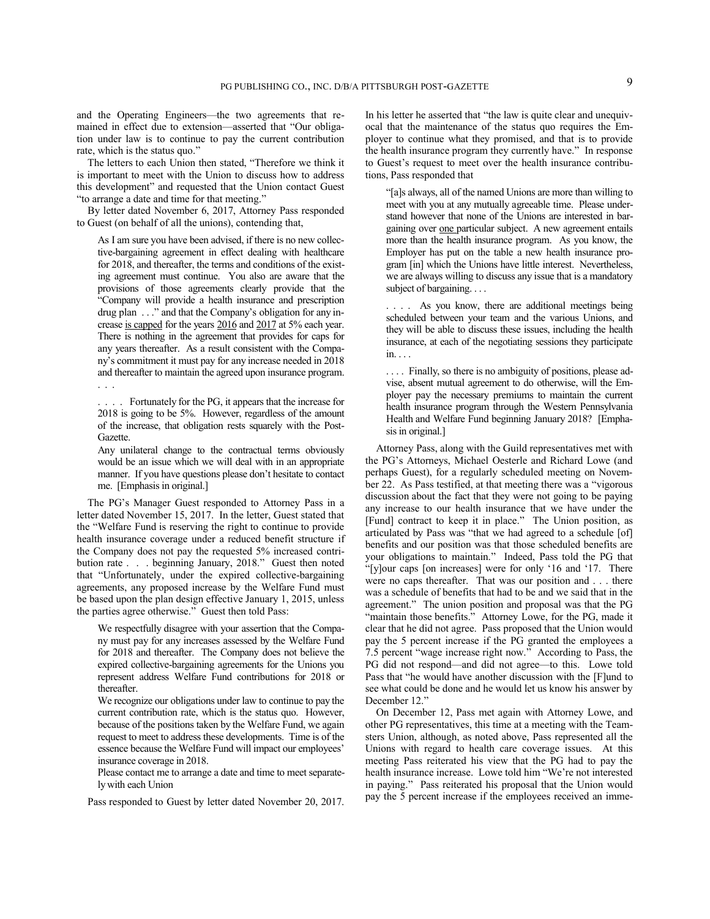and the Operating Engineers—the two agreements that remained in effect due to extension—asserted that "Our obligation under law is to continue to pay the current contribution rate, which is the status quo."

The letters to each Union then stated, "Therefore we think it is important to meet with the Union to discuss how to address this development" and requested that the Union contact Guest "to arrange a date and time for that meeting."

By letter dated November 6, 2017, Attorney Pass responded to Guest (on behalf of all the unions), contending that,

> As I am sure you have been advised, if there is no new collective-bargaining agreement in effect dealing with healthcare for 2018, and thereafter, the terms and conditions of the existing agreement must continue. You also are aware that the provisions of those agreements clearly provide that the "Company will provide a health insurance and prescription drug plan . . ." and that the Company's obligation for any increase <u>is capped</u> for the years <u>2016</u> and <u>2017</u> at 5% each year. There is nothing in the agreement that provides for caps for any years thereafter. As a result consistent with the Company's commitment it must pay for any increase needed in 2018 and thereafter to maintain the agreed upon insurance program. . . .
>
> . . . . Fortunately for the PG, it appears that the increase for 2018 is going to be 5%. However, regardless of the amount of the increase, that obligation rests squarely with the Post-Gazette.
>
> Any unilateral change to the contractual terms obviously would be an issue which we will deal with in an appropriate manner. If you have questions please don't hesitate to contact me. [Emphasis in original.]

The PG's Manager Guest responded to Attorney Pass in a letter dated November 15, 2017. In the letter, Guest stated that the "Welfare Fund is reserving the right to continue to provide health insurance coverage under a reduced benefit structure if the Company does not pay the requested 5% increased contribution rate . . . beginning January, 2018." Guest then noted that "Unfortunately, under the expired collective-bargaining agreements, any proposed increase by the Welfare Fund must be based upon the plan design effective January 1, 2015, unless the parties agree otherwise." Guest then told Pass:

> We respectfully disagree with your assertion that the Company must pay for any increases assessed by the Welfare Fund for 2018 and thereafter. The Company does not believe the expired collective-bargaining agreements for the Unions you represent address Welfare Fund contributions for 2018 or thereafter.
>
> We recognize our obligations under law to continue to pay the current contribution rate, which is the status quo. However, because of the positions taken by the Welfare Fund, we again request to meet to address these developments. Time is of the essence because the Welfare Fund will impact our employees' insurance coverage in 2018.
>
> Please contact me to arrange a date and time to meet separately with each Union

Pass responded to Guest by letter dated November 20, 2017. In his letter he asserted that "the law is quite clear and unequivocal that the maintenance of the status quo requires the Employer to continue what they promised, and that is to provide the health insurance program they currently have." In response to Guest's request to meet over the health insurance contributions, Pass responded that

> "[a]s always, all of the named Unions are more than willing to meet with you at any mutually agreeable time. Please understand however that none of the Unions are interested in bargaining over <u>one</u> particular subject. A new agreement entails more than the health insurance program. As you know, the Employer has put on the table a new health insurance program [in] which the Unions have little interest. Nevertheless, we are always willing to discuss any issue that is a mandatory subject of bargaining. . . .
>
> . . . . As you know, there are additional meetings being scheduled between your team and the various Unions, and they will be able to discuss these issues, including the health insurance, at each of the negotiating sessions they participate in. . . .
>
> . . . . Finally, so there is no ambiguity of positions, please advise, absent mutual agreement to do otherwise, will the Employer pay the necessary premiums to maintain the current health insurance program through the Western Pennsylvania Health and Welfare Fund beginning January 2018? [Emphasis in original.]

Attorney Pass, along with the Guild representatives met with the PG's Attorneys, Michael Oesterle and Richard Lowe (and perhaps Guest), for a regularly scheduled meeting on November 22. As Pass testified, at that meeting there was a "vigorous discussion about the fact that they were not going to be paying any increase to our health insurance that we have under the [Fund] contract to keep it in place." The Union position, as articulated by Pass was "that we had agreed to a schedule [of] benefits and our position was that those scheduled benefits are your obligations to maintain." Indeed, Pass told the PG that "[y]our caps [on increases] were for only '16 and '17. There were no caps thereafter. That was our position and . . . there was a schedule of benefits that had to be and we said that in the agreement." The union position and proposal was that the PG "maintain those benefits." Attorney Lowe, for the PG, made it clear that he did not agree. Pass proposed that the Union would pay the 5 percent increase if the PG granted the employees a 7.5 percent "wage increase right now." According to Pass, the PG did not respond—and did not agree—to this. Lowe told Pass that "he would have another discussion with the [F]und to see what could be done and he would let us know his answer by December 12."

On December 12, Pass met again with Attorney Lowe, and other PG representatives, this time at a meeting with the Teamsters Union, although, as noted above, Pass represented all the Unions with regard to health care coverage issues. At this meeting Pass reiterated his view that the PG had to pay the health insurance increase. Lowe told him "We're not interested in paying." Pass reiterated his proposal that the Union would pay the 5 percent increase if the employees received an imme-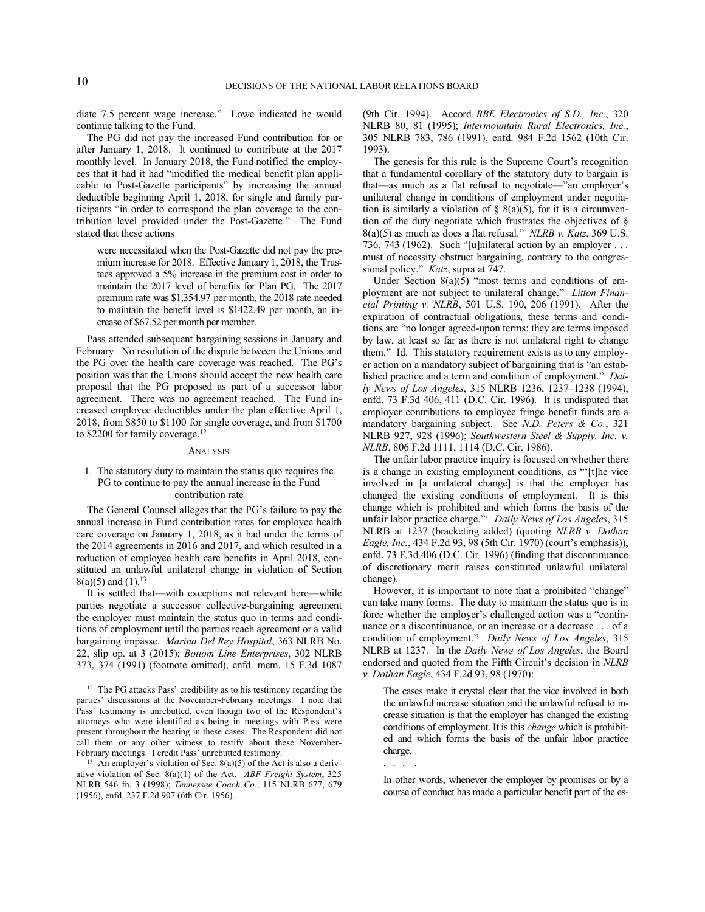diate 7.5 percent wage increase." Lowe indicated he would continue talking to the Fund.

The PG did not pay the increased Fund contribution for or after January 1, 2018. It continued to contribute at the 2017 monthly level. In January 2018, the Fund notified the employees that it had it had "modified the medical benefit plan applicable to Post-Gazette participants" by increasing the annual deductible beginning April 1, 2018, for single and family participants "in order to correspond the plan coverage to the contribution level provided under the Post-Gazette." The Fund stated that these actions

> were necessitated when the Post-Gazette did not pay the premium increase for 2018. Effective January 1, 2018, the Trustees approved a 5% increase in the premium cost in order to maintain the 2017 level of benefits for Plan PG. The 2017 premium rate was $1,354.97 per month, the 2018 rate needed to maintain the benefit level is $1422.49 per month, an increase of $67.52 per month per member.

Pass attended subsequent bargaining sessions in January and February. No resolution of the dispute between the Unions and the PG over the health care coverage was reached. The PG's position was that the Unions should accept the new health care proposal that the PG proposed as part of a successor labor agreement. There was no agreement reached. The Fund increased employee deductibles under the plan effective April 1, 2018, from $850 to $1100 for single coverage, and from $1700 to $2200 for family coverage.[12]

## ANALYSIS

### 1. The statutory duty to maintain the status quo requires the PG to continue to pay the annual increase in the Fund contribution rate

The General Counsel alleges that the PG's failure to pay the annual increase in Fund contribution rates for employee health care coverage on January 1, 2018, as it had under the terms of the 2014 agreements in 2016 and 2017, and which resulted in a reduction of employee health care benefits in April 2018, constituted an unlawful unilateral change in violation of Section 8(a)(5) and (1).[13]

It is settled that—with exceptions not relevant here—while parties negotiate a successor collective-bargaining agreement the employer must maintain the status quo in terms and conditions of employment until the parties reach agreement or a valid bargaining impasse. *Marina Del Rey Hospital*, 363 NLRB No. 22, slip op. at 3 (2015); *Bottom Line Enterprises*, 302 NLRB 373, 374 (1991) (footnote omitted), enfd. mem. 15 F.3d 1087 (9th Cir. 1994). Accord *RBE Electronics of S.D., Inc.*, 320 NLRB 80, 81 (1995); *Intermountain Rural Electronics, Inc.*, 305 NLRB 783, 786 (1991), enfd. 984 F.2d 1562 (10th Cir. 1993).

The genesis for this rule is the Supreme Court's recognition that a fundamental corollary of the statutory duty to bargain is that—as much as a flat refusal to negotiate—"an employer's unilateral change in conditions of employment under negotiation is similarly a violation of § 8(a)(5), for it is a circumvention of the duty negotiate which frustrates the objectives of § 8(a)(5) as much as does a flat refusal." *NLRB v. Katz*, 369 U.S. 736, 743 (1962). Such "[u]nilateral action by an employer . . . must of necessity obstruct bargaining, contrary to the congressional policy." *Katz*, supra at 747.

Under Section 8(a)(5) "most terms and conditions of employment are not subject to unilateral change." *Litton Financial Printing v. NLRB*, 501 U.S. 190, 206 (1991). After the expiration of contractual obligations, these terms and conditions are "no longer agreed-upon terms; they are terms imposed by law, at least so far as there is not unilateral right to change them." Id. This statutory requirement exists as to any employer action on a mandatory subject of bargaining that is "an established practice and a term and condition of employment." *Daily News of Los Angeles*, 315 NLRB 1236, 1237–1238 (1994), enfd. 73 F.3d 406, 411 (D.C. Cir. 1996). It is undisputed that employer contributions to employee fringe benefit funds are a mandatory bargaining subject. See *N.D. Peters & Co.*, 321 NLRB 927, 928 (1996); *Southwestern Steel & Supply, Inc. v. NLRB*, 806 F.2d 1111, 1114 (D.C. Cir. 1986).

The unfair labor practice inquiry is focused on whether there is a change in existing employment conditions, as "'[t]he vice involved in [a unilateral change] is that the employer has changed the existing conditions of employment. It is this change which is prohibited and which forms the basis of the unfair labor practice charge."' *Daily News of Los Angeles*, 315 NLRB at 1237 (bracketing added) (quoting *NLRB v. Dothan Eagle, Inc.*, 434 F.2d 93, 98 (5th Cir. 1970) (court's emphasis)), enfd. 73 F.3d 406 (D.C. Cir. 1996) (finding that discontinuance of discretionary merit raises constituted unlawful unilateral change).

However, it is important to note that a prohibited "change" can take many forms. The duty to maintain the status quo is in force whether the employer's challenged action was a "continuance or a discontinuance, or an increase or a decrease . . . of a condition of employment." *Daily News of Los Angeles*, 315 NLRB at 1237. In the *Daily News of Los Angeles*, the Board endorsed and quoted from the Fifth Circuit's decision in *NLRB v. Dothan Eagle*, 434 F.2d 93, 98 (1970):

> The cases make it crystal clear that the vice involved in both the unlawful increase situation and the unlawful refusal to increase situation is that the employer has changed the existing conditions of employment. It is this *change* which is prohibited and which forms the basis of the unfair labor practice charge.
>
> . . . .
>
> In other words, whenever the employer by promises or by a course of conduct has made a particular benefit part of the es-

[12] The PG attacks Pass' credibility as to his testimony regarding the parties' discussions at the November-February meetings. I note that Pass' testimony is unrebutted, even though two of the Respondent's attorneys who were identified as being in meetings with Pass were present throughout the hearing in these cases. The Respondent did not call them or any other witness to testify about these November-February meetings. I credit Pass' unrebutted testimony.

[13] An employer's violation of Sec. 8(a)(5) of the Act is also a derivative violation of Sec. 8(a)(1) of the Act. *ABF Freight System*, 325 NLRB 546 fn. 3 (1998); *Tennessee Coach Co.*, 115 NLRB 677, 679 (1956), enfd. 237 F.2d 907 (6th Cir. 1956).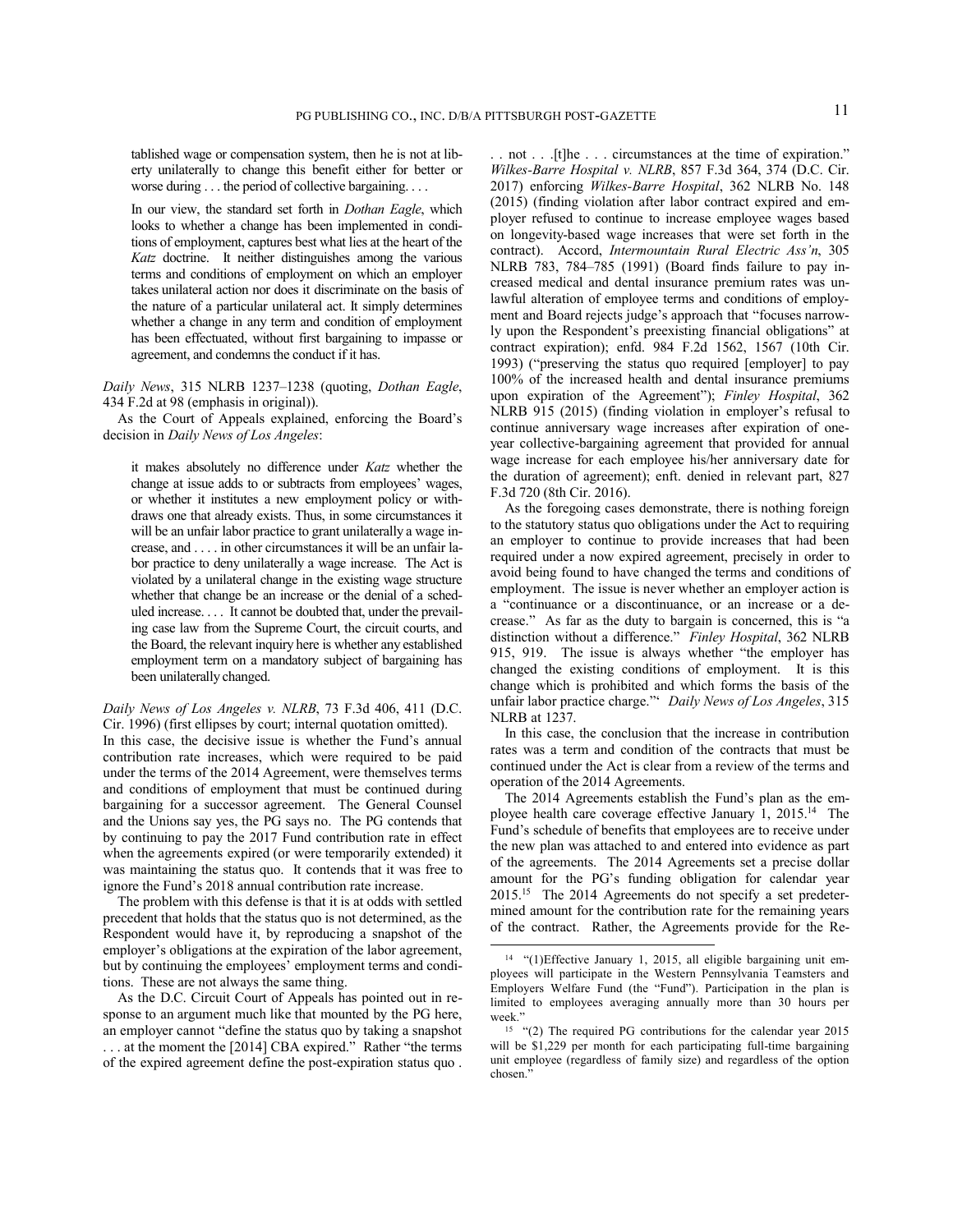> tablished wage or compensation system, then he is not at liberty unilaterally to change this benefit either for better or worse during . . . the period of collective bargaining. . . .
>
> In our view, the standard set forth in *Dothan Eagle*, which looks to whether a change has been implemented in conditions of employment, captures best what lies at the heart of the *Katz* doctrine. It neither distinguishes among the various terms and conditions of employment on which an employer takes unilateral action nor does it discriminate on the basis of the nature of a particular unilateral act. It simply determines whether a change in any term and condition of employment has been effectuated, without first bargaining to impasse or agreement, and condemns the conduct if it has.

*Daily News*, 315 NLRB 1237–1238 (quoting, *Dothan Eagle*, 434 F.2d at 98 (emphasis in original)).

As the Court of Appeals explained, enforcing the Board's decision in *Daily News of Los Angeles*:

> it makes absolutely no difference under *Katz* whether the change at issue adds to or subtracts from employees' wages, or whether it institutes a new employment policy or withdraws one that already exists. Thus, in some circumstances it will be an unfair labor practice to grant unilaterally a wage increase, and . . . . in other circumstances it will be an unfair labor practice to deny unilaterally a wage increase. The Act is violated by a unilateral change in the existing wage structure whether that change be an increase or the denial of a scheduled increase. . . . It cannot be doubted that, under the prevailing case law from the Supreme Court, the circuit courts, and the Board, the relevant inquiry here is whether any established employment term on a mandatory subject of bargaining has been unilaterally changed.

*Daily News of Los Angeles v. NLRB*, 73 F.3d 406, 411 (D.C. Cir. 1996) (first ellipses by court; internal quotation omitted).

In this case, the decisive issue is whether the Fund's annual contribution rate increases, which were required to be paid under the terms of the 2014 Agreement, were themselves terms and conditions of employment that must be continued during bargaining for a successor agreement. The General Counsel and the Unions say yes, the PG says no. The PG contends that by continuing to pay the 2017 Fund contribution rate in effect when the agreements expired (or were temporarily extended) it was maintaining the status quo. It contends that it was free to ignore the Fund's 2018 annual contribution rate increase.

The problem with this defense is that it is at odds with settled precedent that holds that the status quo is not determined, as the Respondent would have it, by reproducing a snapshot of the employer's obligations at the expiration of the labor agreement, but by continuing the employees' employment terms and conditions. These are not always the same thing.

As the D.C. Circuit Court of Appeals has pointed out in response to an argument much like that mounted by the PG here, an employer cannot "define the status quo by taking a snapshot . . . at the moment the [2014] CBA expired." Rather "the terms of the expired agreement define the post-expiration status quo . . . not . . .[t]he . . . circumstances at the time of expiration." *Wilkes-Barre Hospital v. NLRB*, 857 F.3d 364, 374 (D.C. Cir. 2017) enforcing *Wilkes-Barre Hospital*, 362 NLRB No. 148 (2015) (finding violation after labor contract expired and employer refused to continue to increase employee wages based on longevity-based wage increases that were set forth in the contract). Accord, *Intermountain Rural Electric Ass'n*, 305 NLRB 783, 784–785 (1991) (Board finds failure to pay increased medical and dental insurance premium rates was unlawful alteration of employee terms and conditions of employment and Board rejects judge's approach that "focuses narrowly upon the Respondent's preexisting financial obligations" at contract expiration); enfd. 984 F.2d 1562, 1567 (10th Cir. 1993) ("preserving the status quo required [employer] to pay 100% of the increased health and dental insurance premiums upon expiration of the Agreement"); *Finley Hospital*, 362 NLRB 915 (2015) (finding violation in employer's refusal to continue anniversary wage increases after expiration of one-year collective-bargaining agreement that provided for annual wage increase for each employee his/her anniversary date for the duration of agreement); enft. denied in relevant part, 827 F.3d 720 (8th Cir. 2016).

As the foregoing cases demonstrate, there is nothing foreign to the statutory status quo obligations under the Act to requiring an employer to continue to provide increases that had been required under a now expired agreement, precisely in order to avoid being found to have changed the terms and conditions of employment. The issue is never whether an employer action is a "continuance or a discontinuance, or an increase or a decrease." As far as the duty to bargain is concerned, this is "a distinction without a difference." *Finley Hospital*, 362 NLRB 915, 919. The issue is always whether "the employer has changed the existing conditions of employment. It is this change which is prohibited and which forms the basis of the unfair labor practice charge."' *Daily News of Los Angeles*, 315 NLRB at 1237.

In this case, the conclusion that the increase in contribution rates was a term and condition of the contracts that must be continued under the Act is clear from a review of the terms and operation of the 2014 Agreements.

The 2014 Agreements establish the Fund's plan as the employee health care coverage effective January 1, 2015.[14] The Fund's schedule of benefits that employees are to receive under the new plan was attached to and entered into evidence as part of the agreements. The 2014 Agreements set a precise dollar amount for the PG's funding obligation for calendar year 2015.[15] The 2014 Agreements do not specify a set predetermined amount for the contribution rate for the remaining years of the contract. Rather, the Agreements provide for the Re-

---

[14] "(1)Effective January 1, 2015, all eligible bargaining unit employees will participate in the Western Pennsylvania Teamsters and Employers Welfare Fund (the "Fund"). Participation in the plan is limited to employees averaging annually more than 30 hours per week."

[15] "(2) The required PG contributions for the calendar year 2015 will be $1,229 per month for each participating full-time bargaining unit employee (regardless of family size) and regardless of the option chosen."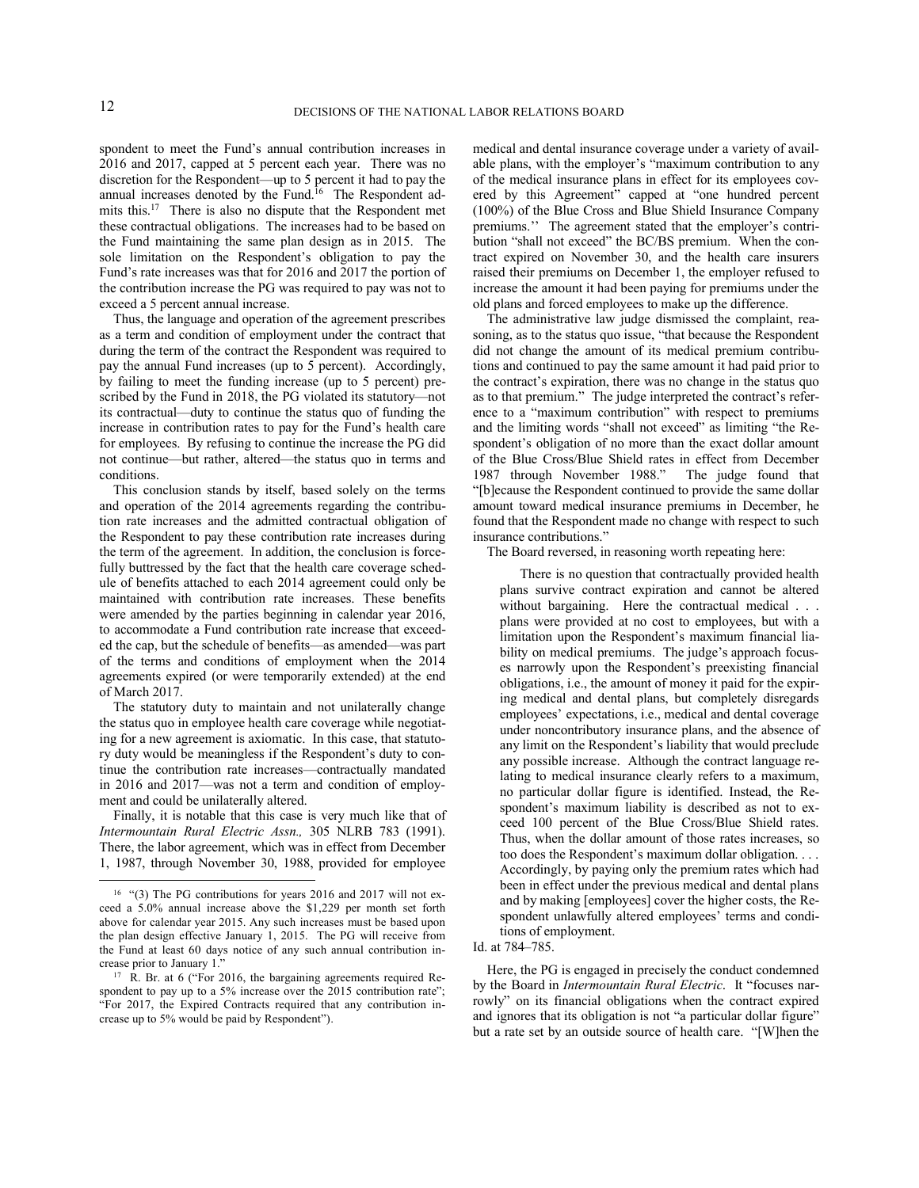spondent to meet the Fund's annual contribution increases in 2016 and 2017, capped at 5 percent each year. There was no discretion for the Respondent—up to 5 percent it had to pay the annual increases denoted by the Fund.[16] The Respondent admits this.[17] There is also no dispute that the Respondent met these contractual obligations. The increases had to be based on the Fund maintaining the same plan design as in 2015. The sole limitation on the Respondent's obligation to pay the Fund's rate increases was that for 2016 and 2017 the portion of the contribution increase the PG was required to pay was not to exceed a 5 percent annual increase.

Thus, the language and operation of the agreement prescribes as a term and condition of employment under the contract that during the term of the contract the Respondent was required to pay the annual Fund increases (up to 5 percent). Accordingly, by failing to meet the funding increase (up to 5 percent) prescribed by the Fund in 2018, the PG violated its statutory—not its contractual—duty to continue the status quo of funding the increase in contribution rates to pay for the Fund's health care for employees. By refusing to continue the increase the PG did not continue—but rather, altered—the status quo in terms and conditions.

This conclusion stands by itself, based solely on the terms and operation of the 2014 agreements regarding the contribution rate increases and the admitted contractual obligation of the Respondent to pay these contribution rate increases during the term of the agreement. In addition, the conclusion is forcefully buttressed by the fact that the health care coverage schedule of benefits attached to each 2014 agreement could only be maintained with contribution rate increases. These benefits were amended by the parties beginning in calendar year 2016, to accommodate a Fund contribution rate increase that exceeded the cap, but the schedule of benefits—as amended—was part of the terms and conditions of employment when the 2014 agreements expired (or were temporarily extended) at the end of March 2017.

The statutory duty to maintain and not unilaterally change the status quo in employee health care coverage while negotiating for a new agreement is axiomatic. In this case, that statutory duty would be meaningless if the Respondent's duty to continue the contribution rate increases—contractually mandated in 2016 and 2017—was not a term and condition of employment and could be unilaterally altered.

Finally, it is notable that this case is very much like that of *Intermountain Rural Electric Assn.,* 305 NLRB 783 (1991). There, the labor agreement, which was in effect from December 1, 1987, through November 30, 1988, provided for employee medical and dental insurance coverage under a variety of available plans, with the employer's "maximum contribution to any of the medical insurance plans in effect for its employees covered by this Agreement" capped at "one hundred percent (100%) of the Blue Cross and Blue Shield Insurance Company premiums.'' The agreement stated that the employer's contribution "shall not exceed" the BC/BS premium. When the contract expired on November 30, and the health care insurers raised their premiums on December 1, the employer refused to increase the amount it had been paying for premiums under the old plans and forced employees to make up the difference.

The administrative law judge dismissed the complaint, reasoning, as to the status quo issue, "that because the Respondent did not change the amount of its medical premium contributions and continued to pay the same amount it had paid prior to the contract's expiration, there was no change in the status quo as to that premium." The judge interpreted the contract's reference to a "maximum contribution" with respect to premiums and the limiting words "shall not exceed" as limiting "the Respondent's obligation of no more than the exact dollar amount of the Blue Cross/Blue Shield rates in effect from December 1987 through November 1988." The judge found that "[b]ecause the Respondent continued to provide the same dollar amount toward medical insurance premiums in December, he found that the Respondent made no change with respect to such insurance contributions."

The Board reversed, in reasoning worth repeating here:

> There is no question that contractually provided health plans survive contract expiration and cannot be altered without bargaining. Here the contractual medical . . . plans were provided at no cost to employees, but with a limitation upon the Respondent's maximum financial liability on medical premiums. The judge's approach focuses narrowly upon the Respondent's preexisting financial obligations, i.e., the amount of money it paid for the expiring medical and dental plans, but completely disregards employees' expectations, i.e., medical and dental coverage under noncontributory insurance plans, and the absence of any limit on the Respondent's liability that would preclude any possible increase. Although the contract language relating to medical insurance clearly refers to a maximum, no particular dollar figure is identified. Instead, the Respondent's maximum liability is described as not to exceed 100 percent of the Blue Cross/Blue Shield rates. Thus, when the dollar amount of those rates increases, so too does the Respondent's maximum dollar obligation. . . . Accordingly, by paying only the premium rates which had been in effect under the previous medical and dental plans and by making [employees] cover the higher costs, the Respondent unlawfully altered employees' terms and conditions of employment.

Id. at 784–785.

Here, the PG is engaged in precisely the conduct condemned by the Board in *Intermountain Rural Electric*. It "focuses narrowly" on its financial obligations when the contract expired and ignores that its obligation is not "a particular dollar figure" but a rate set by an outside source of health care. "[W]hen the

---

[16] "(3) The PG contributions for years 2016 and 2017 will not exceed a 5.0% annual increase above the $1,229 per month set forth above for calendar year 2015. Any such increases must be based upon the plan design effective January 1, 2015. The PG will receive from the Fund at least 60 days notice of any such annual contribution increase prior to January 1."

[17] R. Br. at 6 ("For 2016, the bargaining agreements required Respondent to pay up to a 5% increase over the 2015 contribution rate"; "For 2017, the Expired Contracts required that any contribution increase up to 5% would be paid by Respondent").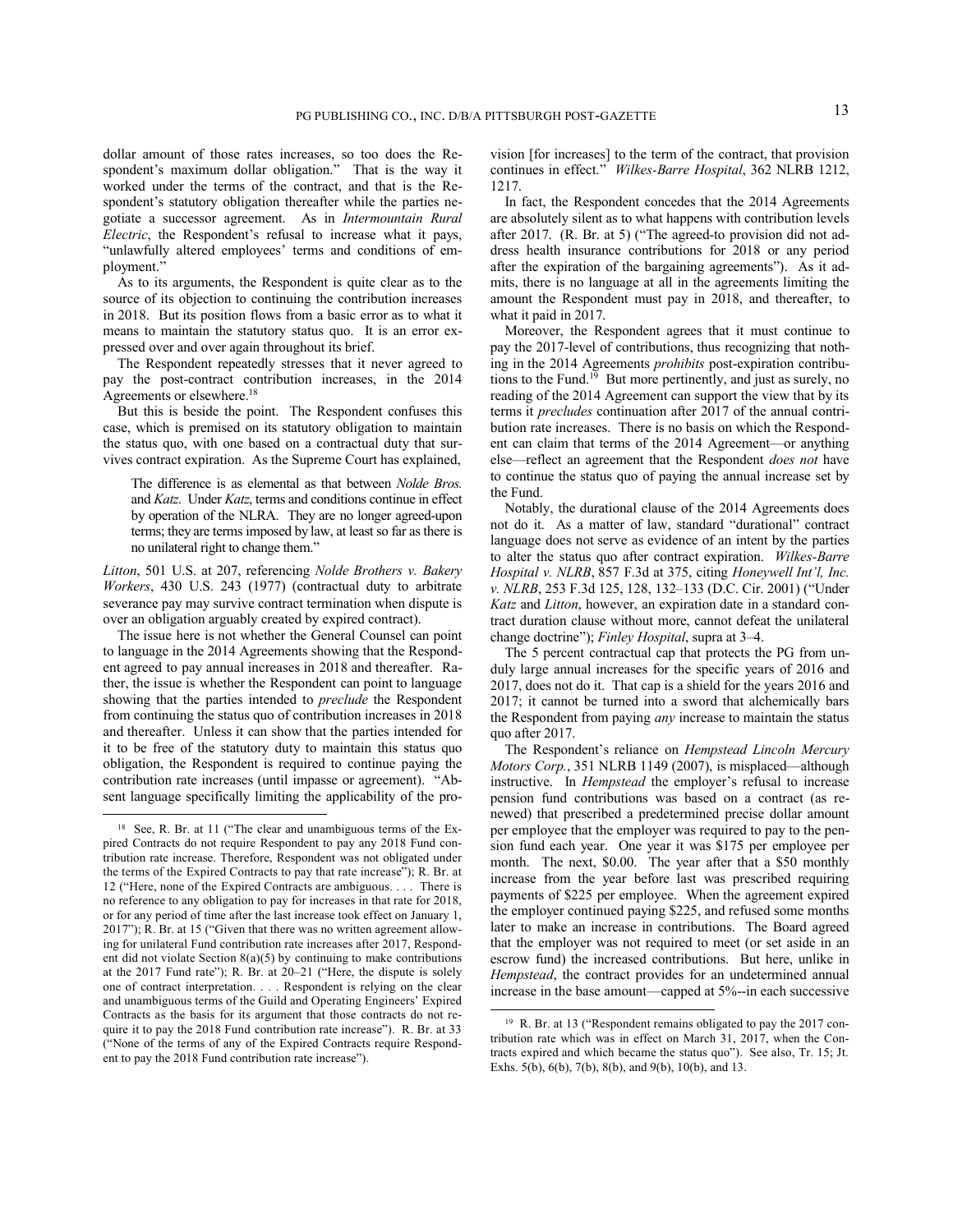dollar amount of those rates increases, so too does the Respondent's maximum dollar obligation." That is the way it worked under the terms of the contract, and that is the Respondent's statutory obligation thereafter while the parties negotiate a successor agreement. As in *Intermountain Rural Electric*, the Respondent's refusal to increase what it pays, "unlawfully altered employees' terms and conditions of employment."

As to its arguments, the Respondent is quite clear as to the source of its objection to continuing the contribution increases in 2018. But its position flows from a basic error as to what it means to maintain the statutory status quo. It is an error expressed over and over again throughout its brief.

The Respondent repeatedly stresses that it never agreed to pay the post-contract contribution increases, in the 2014 Agreements or elsewhere.[18]

But this is beside the point. The Respondent confuses this case, which is premised on its statutory obligation to maintain the status quo, with one based on a contractual duty that survives contract expiration. As the Supreme Court has explained,

> The difference is as elemental as that between *Nolde Bros.* and *Katz*. Under *Katz*, terms and conditions continue in effect by operation of the NLRA. They are no longer agreed-upon terms; they are terms imposed by law, at least so far as there is no unilateral right to change them."

*Litton*, 501 U.S. at 207, referencing *Nolde Brothers v. Bakery Workers*, 430 U.S. 243 (1977) (contractual duty to arbitrate severance pay may survive contract termination when dispute is over an obligation arguably created by expired contract).

The issue here is not whether the General Counsel can point to language in the 2014 Agreements showing that the Respondent agreed to pay annual increases in 2018 and thereafter. Rather, the issue is whether the Respondent can point to language showing that the parties intended to *preclude* the Respondent from continuing the status quo of contribution increases in 2018 and thereafter. Unless it can show that the parties intended for it to be free of the statutory duty to maintain this status quo obligation, the Respondent is required to continue paying the contribution rate increases (until impasse or agreement). "Absent language specifically limiting the applicability of the provision [for increases] to the term of the contract, that provision continues in effect." *Wilkes-Barre Hospital*, 362 NLRB 1212, 1217.

In fact, the Respondent concedes that the 2014 Agreements are absolutely silent as to what happens with contribution levels after 2017. (R. Br. at 5) ("The agreed-to provision did not address health insurance contributions for 2018 or any period after the expiration of the bargaining agreements"). As it admits, there is no language at all in the agreements limiting the amount the Respondent must pay in 2018, and thereafter, to what it paid in 2017.

Moreover, the Respondent agrees that it must continue to pay the 2017-level of contributions, thus recognizing that nothing in the 2014 Agreements *prohibits* post-expiration contributions to the Fund.[19] But more pertinently, and just as surely, no reading of the 2014 Agreement can support the view that by its terms it *precludes* continuation after 2017 of the annual contribution rate increases. There is no basis on which the Respondent can claim that terms of the 2014 Agreement—or anything else—reflect an agreement that the Respondent *does not* have to continue the status quo of paying the annual increase set by the Fund.

Notably, the durational clause of the 2014 Agreements does not do it. As a matter of law, standard "durational" contract language does not serve as evidence of an intent by the parties to alter the status quo after contract expiration. *Wilkes-Barre Hospital v. NLRB*, 857 F.3d at 375, citing *Honeywell Int'l, Inc. v. NLRB*, 253 F.3d 125, 128, 132–133 (D.C. Cir. 2001) ("Under *Katz* and *Litton*, however, an expiration date in a standard contract duration clause without more, cannot defeat the unilateral change doctrine"); *Finley Hospital*, supra at 3–4.

The 5 percent contractual cap that protects the PG from unduly large annual increases for the specific years of 2016 and 2017, does not do it. That cap is a shield for the years 2016 and 2017; it cannot be turned into a sword that alchemically bars the Respondent from paying *any* increase to maintain the status quo after 2017.

The Respondent's reliance on *Hempstead Lincoln Mercury Motors Corp.*, 351 NLRB 1149 (2007), is misplaced—although instructive. In *Hempstead* the employer's refusal to increase pension fund contributions was based on a contract (as renewed) that prescribed a predetermined precise dollar amount per employee that the employer was required to pay to the pension fund each year. One year it was \$175 per employee per month. The next, \$0.00. The year after that a \$50 monthly increase from the year before last was prescribed requiring payments of \$225 per employee. When the agreement expired the employer continued paying \$225, and refused some months later to make an increase in contributions. The Board agreed that the employer was not required to meet (or set aside in an escrow fund) the increased contributions. But here, unlike in *Hempstead*, the contract provides for an undetermined annual increase in the base amount—capped at 5%--in each successive

---

[18] See, R. Br. at 11 ("The clear and unambiguous terms of the Expired Contracts do not require Respondent to pay any 2018 Fund contribution rate increase. Therefore, Respondent was not obligated under the terms of the Expired Contracts to pay that rate increase"); R. Br. at 12 ("Here, none of the Expired Contracts are ambiguous. . . . There is no reference to any obligation to pay for increases in that rate for 2018, or for any period of time after the last increase took effect on January 1, 2017"); R. Br. at 15 ("Given that there was no written agreement allowing for unilateral Fund contribution rate increases after 2017, Respondent did not violate Section 8(a)(5) by continuing to make contributions at the 2017 Fund rate"); R. Br. at 20–21 ("Here, the dispute is solely one of contract interpretation. . . . Respondent is relying on the clear and unambiguous terms of the Guild and Operating Engineers' Expired Contracts as the basis for its argument that those contracts do not require it to pay the 2018 Fund contribution rate increase"). R. Br. at 33 ("None of the terms of any of the Expired Contracts require Respondent to pay the 2018 Fund contribution rate increase").

[19] R. Br. at 13 ("Respondent remains obligated to pay the 2017 contribution rate which was in effect on March 31, 2017, when the Contracts expired and which became the status quo"). See also, Tr. 15; Jt. Exhs. 5(b), 6(b), 7(b), 8(b), and 9(b), 10(b), and 13.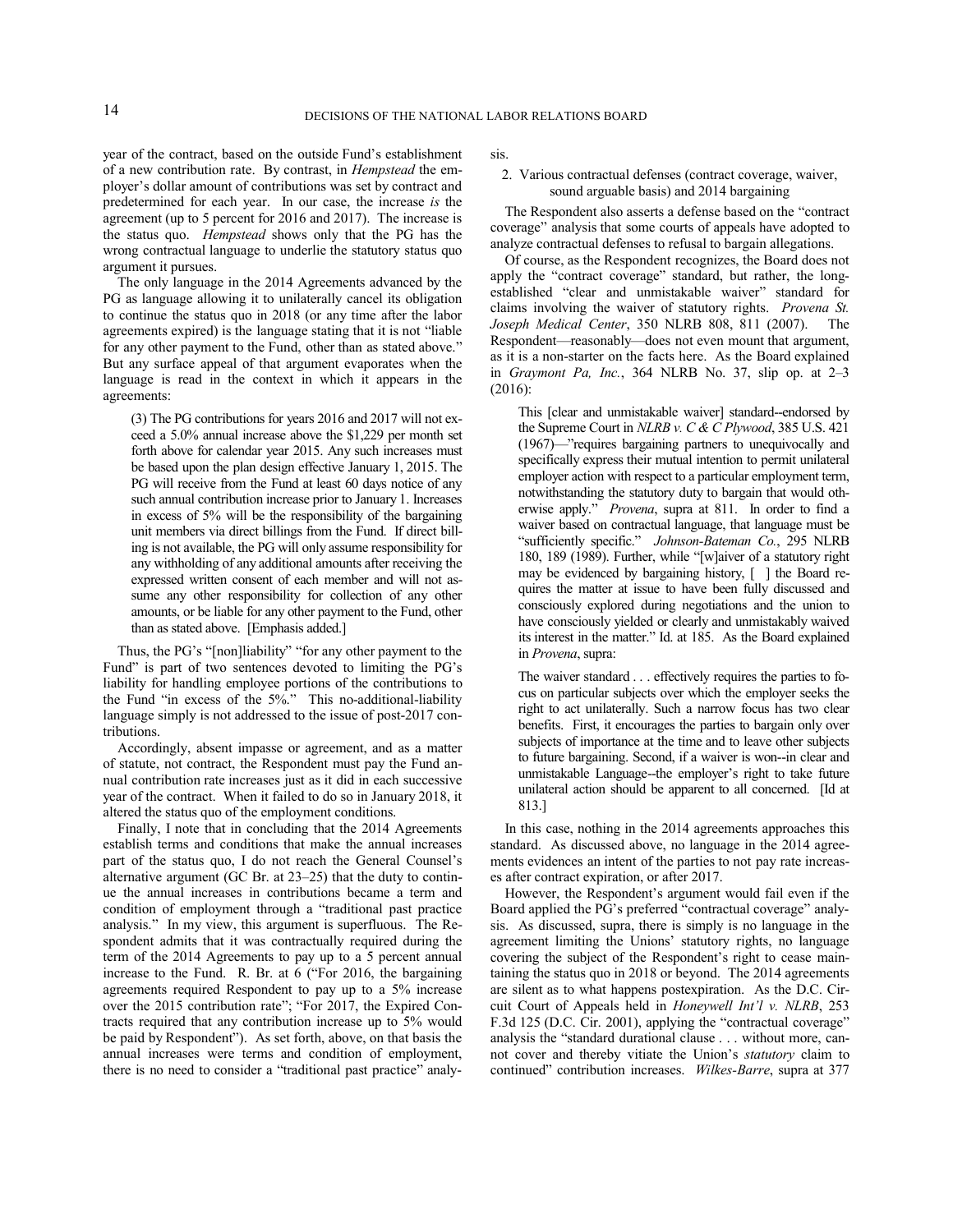year of the contract, based on the outside Fund's establishment of a new contribution rate. By contrast, in *Hempstead* the employer's dollar amount of contributions was set by contract and predetermined for each year. In our case, the increase *is* the agreement (up to 5 percent for 2016 and 2017). The increase is the status quo. *Hempstead* shows only that the PG has the wrong contractual language to underlie the statutory status quo argument it pursues.

The only language in the 2014 Agreements advanced by the PG as language allowing it to unilaterally cancel its obligation to continue the status quo in 2018 (or any time after the labor agreements expired) is the language stating that it is not "liable for any other payment to the Fund, other than as stated above." But any surface appeal of that argument evaporates when the language is read in the context in which it appears in the agreements:

> (3) The PG contributions for years 2016 and 2017 will not exceed a 5.0% annual increase above the $1,229 per month set forth above for calendar year 2015. Any such increases must be based upon the plan design effective January 1, 2015. The PG will receive from the Fund at least 60 days notice of any such annual contribution increase prior to January 1. Increases in excess of 5% will be the responsibility of the bargaining unit members via direct billings from the Fund. If direct billing is not available, the PG will only assume responsibility for any withholding of any additional amounts after receiving the expressed written consent of each member and will not assume any other responsibility for collection of any other amounts, or be liable for any other payment to the Fund, other than as stated above. [Emphasis added.]

Thus, the PG's "[non]liability" "for any other payment to the Fund" is part of two sentences devoted to limiting the PG's liability for handling employee portions of the contributions to the Fund "in excess of the 5%." This no-additional-liability language simply is not addressed to the issue of post-2017 contributions.

Accordingly, absent impasse or agreement, and as a matter of statute, not contract, the Respondent must pay the Fund annual contribution rate increases just as it did in each successive year of the contract. When it failed to do so in January 2018, it altered the status quo of the employment conditions.

Finally, I note that in concluding that the 2014 Agreements establish terms and conditions that make the annual increases part of the status quo, I do not reach the General Counsel's alternative argument (GC Br. at 23–25) that the duty to continue the annual increases in contributions became a term and condition of employment through a "traditional past practice analysis." In my view, this argument is superfluous. The Respondent admits that it was contractually required during the term of the 2014 Agreements to pay up to a 5 percent annual increase to the Fund. R. Br. at 6 ("For 2016, the bargaining agreements required Respondent to pay up to a 5% increase over the 2015 contribution rate"; "For 2017, the Expired Contracts required that any contribution increase up to 5% would be paid by Respondent"). As set forth, above, on that basis the annual increases were terms and condition of employment, there is no need to consider a "traditional past practice" analysis.

### 2. Various contractual defenses (contract coverage, waiver, sound arguable basis) and 2014 bargaining

The Respondent also asserts a defense based on the "contract coverage" analysis that some courts of appeals have adopted to analyze contractual defenses to refusal to bargain allegations.

Of course, as the Respondent recognizes, the Board does not apply the "contract coverage" standard, but rather, the long-established "clear and unmistakable waiver" standard for claims involving the waiver of statutory rights. *Provena St. Joseph Medical Center*, 350 NLRB 808, 811 (2007). The Respondent—reasonably—does not even mount that argument, as it is a non-starter on the facts here. As the Board explained in *Graymont Pa, Inc.*, 364 NLRB No. 37, slip op. at 2–3 (2016):

> This [clear and unmistakable waiver] standard--endorsed by the Supreme Court in *NLRB v. C & C Plywood*, 385 U.S. 421 (1967)—"requires bargaining partners to unequivocally and specifically express their mutual intention to permit unilateral employer action with respect to a particular employment term, notwithstanding the statutory duty to bargain that would otherwise apply." *Provena*, supra at 811. In order to find a waiver based on contractual language, that language must be "sufficiently specific." *Johnson-Bateman Co.*, 295 NLRB 180, 189 (1989). Further, while "[w]aiver of a statutory right may be evidenced by bargaining history, [ ] the Board requires the matter at issue to have been fully discussed and consciously explored during negotiations and the union to have consciously yielded or clearly and unmistakably waived its interest in the matter." Id. at 185. As the Board explained in *Provena*, supra:
>
> The waiver standard . . . effectively requires the parties to focus on particular subjects over which the employer seeks the right to act unilaterally. Such a narrow focus has two clear benefits. First, it encourages the parties to bargain only over subjects of importance at the time and to leave other subjects to future bargaining. Second, if a waiver is won--in clear and unmistakable Language--the employer's right to take future unilateral action should be apparent to all concerned. [Id at 813.]

In this case, nothing in the 2014 agreements approaches this standard. As discussed above, no language in the 2014 agreements evidences an intent of the parties to not pay rate increases after contract expiration, or after 2017.

However, the Respondent's argument would fail even if the Board applied the PG's preferred "contractual coverage" analysis. As discussed, supra, there is simply is no language in the agreement limiting the Unions' statutory rights, no language covering the subject of the Respondent's right to cease maintaining the status quo in 2018 or beyond. The 2014 agreements are silent as to what happens postexpiration. As the D.C. Circuit Court of Appeals held in *Honeywell Int'l v. NLRB*, 253 F.3d 125 (D.C. Cir. 2001), applying the "contractual coverage" analysis the "standard durational clause . . . without more, cannot cover and thereby vitiate the Union's *statutory* claim to continued" contribution increases. *Wilkes-Barre*, supra at 377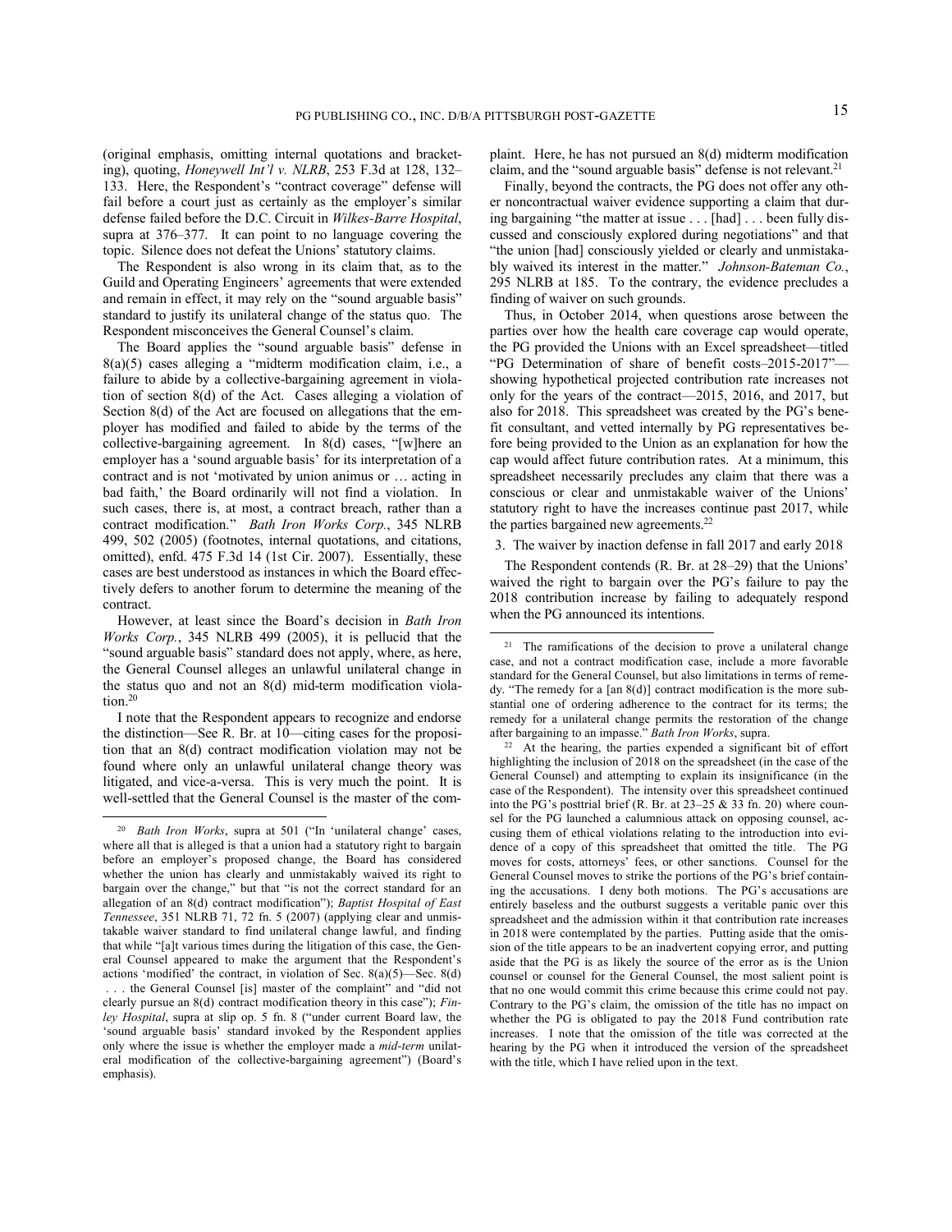(original emphasis, omitting internal quotations and bracketing), quoting, *Honeywell Int'l v. NLRB*, 253 F.3d at 128, 132–133. Here, the Respondent's "contract coverage" defense will fail before a court just as certainly as the employer's similar defense failed before the D.C. Circuit in *Wilkes-Barre Hospital*, supra at 376–377. It can point to no language covering the topic. Silence does not defeat the Unions' statutory claims.

The Respondent is also wrong in its claim that, as to the Guild and Operating Engineers' agreements that were extended and remain in effect, it may rely on the "sound arguable basis" standard to justify its unilateral change of the status quo. The Respondent misconceives the General Counsel's claim.

The Board applies the "sound arguable basis" defense in 8(a)(5) cases alleging a "midterm modification claim, i.e., a failure to abide by a collective-bargaining agreement in violation of section 8(d) of the Act. Cases alleging a violation of Section 8(d) of the Act are focused on allegations that the employer has modified and failed to abide by the terms of the collective-bargaining agreement. In 8(d) cases, "[w]here an employer has a 'sound arguable basis' for its interpretation of a contract and is not 'motivated by union animus or … acting in bad faith,' the Board ordinarily will not find a violation. In such cases, there is, at most, a contract breach, rather than a contract modification." *Bath Iron Works Corp.*, 345 NLRB 499, 502 (2005) (footnotes, internal quotations, and citations, omitted), enfd. 475 F.3d 14 (1st Cir. 2007). Essentially, these cases are best understood as instances in which the Board effectively defers to another forum to determine the meaning of the contract.

However, at least since the Board's decision in *Bath Iron Works Corp.*, 345 NLRB 499 (2005), it is pellucid that the "sound arguable basis" standard does not apply, where, as here, the General Counsel alleges an unlawful unilateral change in the status quo and not an 8(d) mid-term modification violation.[20]

I note that the Respondent appears to recognize and endorse the distinction—See R. Br. at 10—citing cases for the proposition that an 8(d) contract modification violation may not be found where only an unlawful unilateral change theory was litigated, and vice-a-versa. This is very much the point. It is well-settled that the General Counsel is the master of the complaint. Here, he has not pursued an 8(d) midterm modification claim, and the "sound arguable basis" defense is not relevant.[21]

Finally, beyond the contracts, the PG does not offer any other noncontractual waiver evidence supporting a claim that during bargaining "the matter at issue . . . [had] . . . been fully discussed and consciously explored during negotiations" and that "the union [had] consciously yielded or clearly and unmistakably waived its interest in the matter." *Johnson-Bateman Co.*, 295 NLRB at 185. To the contrary, the evidence precludes a finding of waiver on such grounds.

Thus, in October 2014, when questions arose between the parties over how the health care coverage cap would operate, the PG provided the Unions with an Excel spreadsheet—titled "PG Determination of share of benefit costs–2015-2017"—showing hypothetical projected contribution rate increases not only for the years of the contract—2015, 2016, and 2017, but also for 2018. This spreadsheet was created by the PG's benefit consultant, and vetted internally by PG representatives before being provided to the Union as an explanation for how the cap would affect future contribution rates. At a minimum, this spreadsheet necessarily precludes any claim that there was a conscious or clear and unmistakable waiver of the Unions' statutory right to have the increases continue past 2017, while the parties bargained new agreements.[22]

### 3. The waiver by inaction defense in fall 2017 and early 2018

The Respondent contends (R. Br. at 28–29) that the Unions' waived the right to bargain over the PG's failure to pay the 2018 contribution increase by failing to adequately respond when the PG announced its intentions.

---

[20] *Bath Iron Works*, supra at 501 ("In 'unilateral change' cases, where all that is alleged is that a union had a statutory right to bargain before an employer's proposed change, the Board has considered whether the union has clearly and unmistakably waived its right to bargain over the change," but that "is not the correct standard for an allegation of an 8(d) contract modification"); *Baptist Hospital of East Tennessee*, 351 NLRB 71, 72 fn. 5 (2007) (applying clear and unmistakable waiver standard to find unilateral change lawful, and finding that while "[a]t various times during the litigation of this case, the General Counsel appeared to make the argument that the Respondent's actions 'modified' the contract, in violation of Sec. 8(a)(5)—Sec. 8(d) . . . the General Counsel [is] master of the complaint" and "did not clearly pursue an 8(d) contract modification theory in this case"); *Finley Hospital*, supra at slip op. 5 fn. 8 ("under current Board law, the 'sound arguable basis' standard invoked by the Respondent applies only where the issue is whether the employer made a *mid-term* unilateral modification of the collective-bargaining agreement") (Board's emphasis).

[21] The ramifications of the decision to prove a unilateral change case, and not a contract modification case, include a more favorable standard for the General Counsel, but also limitations in terms of remedy. "The remedy for a [an 8(d)] contract modification is the more substantial one of ordering adherence to the contract for its terms; the remedy for a unilateral change permits the restoration of the change after bargaining to an impasse." *Bath Iron Works*, supra.

[22] At the hearing, the parties expended a significant bit of effort highlighting the inclusion of 2018 on the spreadsheet (in the case of the General Counsel) and attempting to explain its insignificance (in the case of the Respondent). The intensity over this spreadsheet continued into the PG's posttrial brief (R. Br. at 23–25 & 33 fn. 20) where counsel for the PG launched a calumnious attack on opposing counsel, accusing them of ethical violations relating to the introduction into evidence of a copy of this spreadsheet that omitted the title. The PG moves for costs, attorneys' fees, or other sanctions. Counsel for the General Counsel moves to strike the portions of the PG's brief containing the accusations. I deny both motions. The PG's accusations are entirely baseless and the outburst suggests a veritable panic over this spreadsheet and the admission within it that contribution rate increases in 2018 were contemplated by the parties. Putting aside that the omission of the title appears to be an inadvertent copying error, and putting aside that the PG is as likely the source of the error as is the Union counsel or counsel for the General Counsel, the most salient point is that no one would commit this crime because this crime could not pay. Contrary to the PG's claim, the omission of the title has no impact on whether the PG is obligated to pay the 2018 Fund contribution rate increases. I note that the omission of the title was corrected at the hearing by the PG when it introduced the version of the spreadsheet with the title, which I have relied upon in the text.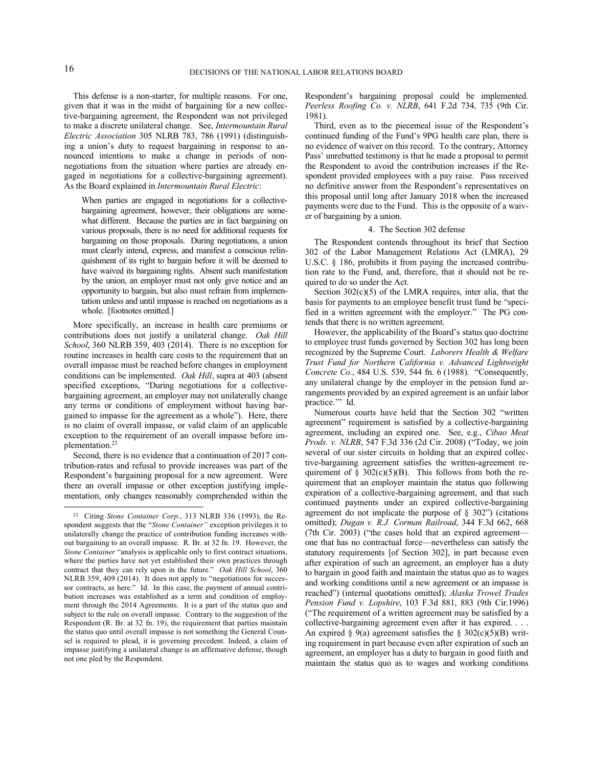This defense is a non-starter, for multiple reasons. For one, given that it was in the midst of bargaining for a new collective-bargaining agreement, the Respondent was not privileged to make a discrete unilateral change. See, *Intermountain Rural Electric Association* 305 NLRB 783, 786 (1991) (distinguishing a union's duty to request bargaining in response to announced intentions to make a change in periods of non-negotiations from the situation where parties are already engaged in negotiations for a collective-bargaining agreement). As the Board explained in *Intermountain Rural Electric*:

> When parties are engaged in negotiations for a collective-bargaining agreement, however, their obligations are somewhat different. Because the parties are in fact bargaining on various proposals, there is no need for additional requests for bargaining on those proposals. During negotiations, a union must clearly intend, express, and manifest a conscious relinquishment of its right to bargain before it will be deemed to have waived its bargaining rights. Absent such manifestation by the union, an employer must not only give notice and an opportunity to bargain, but also must refrain from implementation unless and until impasse is reached on negotiations as a whole. [footnotes omitted.]

More specifically, an increase in health care premiums or contributions does not justify a unilateral change. *Oak Hill School*, 360 NLRB 359, 403 (2014). There is no exception for routine increases in health care costs to the requirement that an overall impasse must be reached before changes in employment conditions can be implemented. *Oak Hill*, supra at 403 (absent specified exceptions, "During negotiations for a collective-bargaining agreement, an employer may not unilaterally change any terms or conditions of employment without having bargained to impasse for the agreement as a whole"). Here, there is no claim of overall impasse, or valid claim of an applicable exception to the requirement of an overall impasse before implementation.[23]

Second, there is no evidence that a continuation of 2017 contribution-rates and refusal to provide increases was part of the Respondent's bargaining proposal for a new agreement. Were there an overall impasse or other exception justifying implementation, only changes reasonably comprehended within the Respondent's bargaining proposal could be implemented. *Peerless Roofing Co. v. NLRB*, 641 F.2d 734, 735 (9th Cir. 1981).

Third, even as to the piecemeal issue of the Respondent's continued funding of the Fund's 9PG health care plan, there is no evidence of waiver on this record. To the contrary, Attorney Pass' unrebutted testimony is that he made a proposal to permit the Respondent to avoid the contribution increases if the Respondent provided employees with a pay raise. Pass received no definitive answer from the Respondent's representatives on this proposal until long after January 2018 when the increased payments were due to the Fund. This is the opposite of a waiver of bargaining by a union.

#### 4. The Section 302 defense

The Respondent contends throughout its brief that Section 302 of the Labor Management Relations Act (LMRA), 29 U.S.C. § 186, prohibits it from paying the increased contribution rate to the Fund, and, therefore, that it should not be required to do so under the Act.

Section 302(c)(5) of the LMRA requires, inter alia, that the basis for payments to an employee benefit trust fund be "specified in a written agreement with the employer." The PG contends that there is no written agreement.

However, the applicability of the Board's status quo doctrine to employee trust funds governed by Section 302 has long been recognized by the Supreme Court. *Laborers Health & Welfare Trust Fund for Northern California v. Advanced Lightweight Concrete Co.*, 484 U.S. 539, 544 fn. 6 (1988). "Consequently, any unilateral change by the employer in the pension fund arrangements provided by an expired agreement is an unfair labor practice.'" Id.

Numerous courts have held that the Section 302 "written agreement" requirement is satisfied by a collective-bargaining agreement, including an expired one. See, e.g., *Cibao Meat Prods. v. NLRB*, 547 F.3d 336 (2d Cir. 2008) ("Today, we join several of our sister circuits in holding that an expired collective-bargaining agreement satisfies the written-agreement requirement of § 302(c)(5)(B). This follows from both the requirement that an employer maintain the status quo following expiration of a collective-bargaining agreement, and that such continued payments under an expired collective-bargaining agreement do not implicate the purpose of § 302") (citations omitted); *Dugan v. R.J. Corman Railroad*, 344 F.3d 662, 668 (7th Cir. 2003) ("the cases hold that an expired agreement—one that has no contractual force—nevertheless can satisfy the statutory requirements [of Section 302], in part because even after expiration of such an agreement, an employer has a duty to bargain in good faith and maintain the status quo as to wages and working conditions until a new agreement or an impasse is reached") (internal quotations omitted); *Alaska Trowel Trades Pension Fund v. Lopshire*, 103 F.3d 881, 883 (9th Cir.1996) ("The requirement of a written agreement may be satisfied by a collective-bargaining agreement even after it has expired. . . . An expired § 9(a) agreement satisfies the § 302(c)(5)(B) writing requirement in part because even after expiration of such an agreement, an employer has a duty to bargain in good faith and maintain the status quo as to wages and working conditions

---

[23] Citing *Stone Container Corp.*, 313 NLRB 336 (1993), the Respondent suggests that the "*Stone Container"* exception privileges it to unilaterally change the practice of contribution funding increases without bargaining to an overall impasse. R. Br. at 32 fn. 19. However, the *Stone Container* "analysis is applicable only to first contract situations, where the parties have not yet established their own practices through contract that they can rely upon in the future." *Oak Hill School*, 360 NLRB 359, 409 (2014). It does not apply to "negotiations for successor contracts, as here." Id. In this case, the payment of annual contribution increases was established as a term and condition of employment through the 2014 Agreements. It is a part of the status quo and subject to the rule on overall impasse. Contrary to the suggestion of the Respondent (R. Br. at 32 fn. 19), the requirement that parties maintain the status quo until overall impasse is not something the General Counsel is required to plead, it is governing precedent. Indeed, a claim of impasse justifying a unilateral change is an affirmative defense, though not one pled by the Respondent.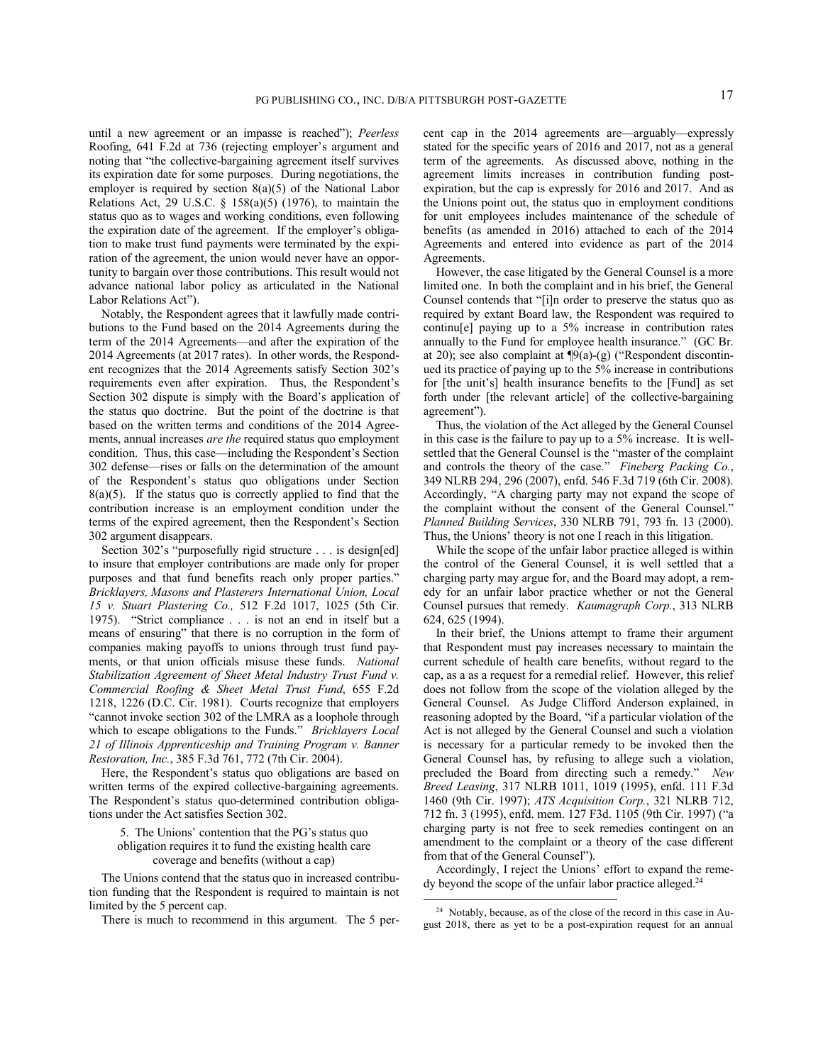until a new agreement or an impasse is reached"); *Peerless* Roofing, 641 F.2d at 736 (rejecting employer's argument and noting that "the collective-bargaining agreement itself survives its expiration date for some purposes. During negotiations, the employer is required by section 8(a)(5) of the National Labor Relations Act, 29 U.S.C. § 158(a)(5) (1976), to maintain the status quo as to wages and working conditions, even following the expiration date of the agreement. If the employer's obligation to make trust fund payments were terminated by the expiration of the agreement, the union would never have an opportunity to bargain over those contributions. This result would not advance national labor policy as articulated in the National Labor Relations Act").

Notably, the Respondent agrees that it lawfully made contributions to the Fund based on the 2014 Agreements during the term of the 2014 Agreements—and after the expiration of the 2014 Agreements (at 2017 rates). In other words, the Respondent recognizes that the 2014 Agreements satisfy Section 302's requirements even after expiration. Thus, the Respondent's Section 302 dispute is simply with the Board's application of the status quo doctrine. But the point of the doctrine is that based on the written terms and conditions of the 2014 Agreements, annual increases *are the* required status quo employment condition. Thus, this case—including the Respondent's Section 302 defense—rises or falls on the determination of the amount of the Respondent's status quo obligations under Section 8(a)(5). If the status quo is correctly applied to find that the contribution increase is an employment condition under the terms of the expired agreement, then the Respondent's Section 302 argument disappears.

Section 302's "purposefully rigid structure . . . is design[ed] to insure that employer contributions are made only for proper purposes and that fund benefits reach only proper parties." *Bricklayers, Masons and Plasterers International Union, Local 15 v. Stuart Plastering Co.,* 512 F.2d 1017, 1025 (5th Cir. 1975). "Strict compliance . . . is not an end in itself but a means of ensuring" that there is no corruption in the form of companies making payoffs to unions through trust fund payments, or that union officials misuse these funds. *National Stabilization Agreement of Sheet Metal Industry Trust Fund v. Commercial Roofing & Sheet Metal Trust Fund*, 655 F.2d 1218, 1226 (D.C. Cir. 1981). Courts recognize that employers "cannot invoke section 302 of the LMRA as a loophole through which to escape obligations to the Funds." *Bricklayers Local 21 of Illinois Apprenticeship and Training Program v. Banner Restoration, Inc.*, 385 F.3d 761, 772 (7th Cir. 2004).

Here, the Respondent's status quo obligations are based on written terms of the expired collective-bargaining agreements. The Respondent's status quo-determined contribution obligations under the Act satisfies Section 302.

#### 5. The Unions' contention that the PG's status quo obligation requires it to fund the existing health care coverage and benefits (without a cap)

The Unions contend that the status quo in increased contribution funding that the Respondent is required to maintain is not limited by the 5 percent cap.

There is much to recommend in this argument. The 5 percent cap in the 2014 agreements are—arguably—expressly stated for the specific years of 2016 and 2017, not as a general term of the agreements. As discussed above, nothing in the agreement limits increases in contribution funding post-expiration, but the cap is expressly for 2016 and 2017. And as the Unions point out, the status quo in employment conditions for unit employees includes maintenance of the schedule of benefits (as amended in 2016) attached to each of the 2014 Agreements and entered into evidence as part of the 2014 Agreements.

However, the case litigated by the General Counsel is a more limited one. In both the complaint and in his brief, the General Counsel contends that "[i]n order to preserve the status quo as required by extant Board law, the Respondent was required to continu[e] paying up to a 5% increase in contribution rates annually to the Fund for employee health insurance." (GC Br. at 20); see also complaint at ¶9(a)-(g) ("Respondent discontinued its practice of paying up to the 5% increase in contributions for [the unit's] health insurance benefits to the [Fund] as set forth under [the relevant article] of the collective-bargaining agreement").

Thus, the violation of the Act alleged by the General Counsel in this case is the failure to pay up to a 5% increase. It is well-settled that the General Counsel is the "master of the complaint and controls the theory of the case." *Fineberg Packing Co.*, 349 NLRB 294, 296 (2007), enfd. 546 F.3d 719 (6th Cir. 2008). Accordingly, "A charging party may not expand the scope of the complaint without the consent of the General Counsel." *Planned Building Services*, 330 NLRB 791, 793 fn. 13 (2000). Thus, the Unions' theory is not one I reach in this litigation.

While the scope of the unfair labor practice alleged is within the control of the General Counsel, it is well settled that a charging party may argue for, and the Board may adopt, a remedy for an unfair labor practice whether or not the General Counsel pursues that remedy. *Kaumagraph Corp.*, 313 NLRB 624, 625 (1994).

In their brief, the Unions attempt to frame their argument that Respondent must pay increases necessary to maintain the current schedule of health care benefits, without regard to the cap, as a as a request for a remedial relief. However, this relief does not follow from the scope of the violation alleged by the General Counsel. As Judge Clifford Anderson explained, in reasoning adopted by the Board, "if a particular violation of the Act is not alleged by the General Counsel and such a violation is necessary for a particular remedy to be invoked then the General Counsel has, by refusing to allege such a violation, precluded the Board from directing such a remedy." *New Breed Leasing*, 317 NLRB 1011, 1019 (1995), enfd. 111 F.3d 1460 (9th Cir. 1997); *ATS Acquisition Corp.*, 321 NLRB 712, 712 fn. 3 (1995), enfd. mem. 127 F3d. 1105 (9th Cir. 1997) ("a charging party is not free to seek remedies contingent on an amendment to the complaint or a theory of the case different from that of the General Counsel").

Accordingly, I reject the Unions' effort to expand the remedy beyond the scope of the unfair labor practice alleged.[24]

---

[24] Notably, because, as of the close of the record in this case in August 2018, there as yet to be a post-expiration request for an annual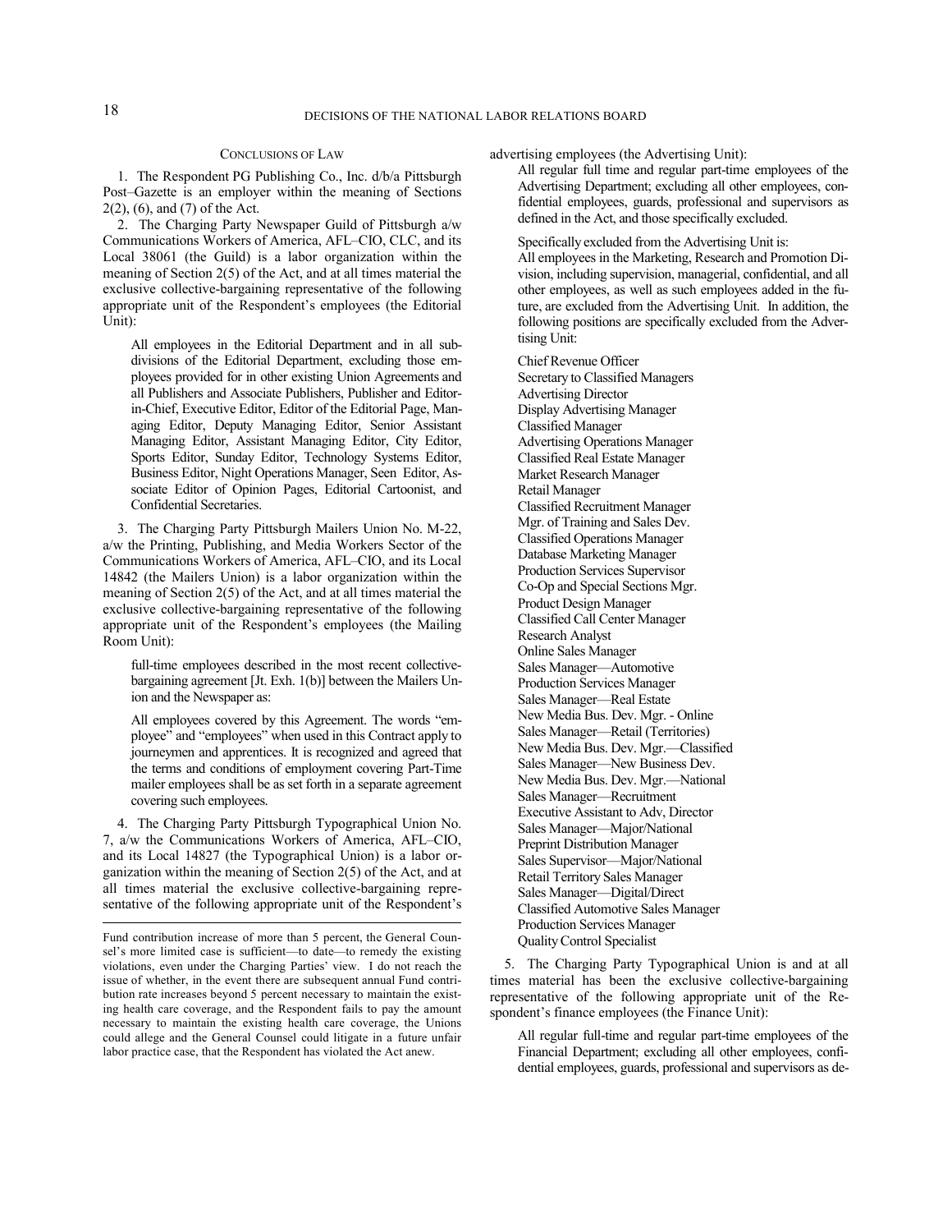### CONCLUSIONS OF LAW

1. The Respondent PG Publishing Co., Inc. d/b/a Pittsburgh Post–Gazette is an employer within the meaning of Sections 2(2), (6), and (7) of the Act.

2. The Charging Party Newspaper Guild of Pittsburgh a/w Communications Workers of America, AFL–CIO, CLC, and its Local 38061 (the Guild) is a labor organization within the meaning of Section 2(5) of the Act, and at all times material the exclusive collective-bargaining representative of the following appropriate unit of the Respondent's employees (the Editorial Unit):

> All employees in the Editorial Department and in all subdivisions of the Editorial Department, excluding those employees provided for in other existing Union Agreements and all Publishers and Associate Publishers, Publisher and Editor-in-Chief, Executive Editor, Editor of the Editorial Page, Managing Editor, Deputy Managing Editor, Senior Assistant Managing Editor, Assistant Managing Editor, City Editor, Sports Editor, Sunday Editor, Technology Systems Editor, Business Editor, Night Operations Manager, Seen Editor, Associate Editor of Opinion Pages, Editorial Cartoonist, and Confidential Secretaries.

3. The Charging Party Pittsburgh Mailers Union No. M-22, a/w the Printing, Publishing, and Media Workers Sector of the Communications Workers of America, AFL–CIO, and its Local 14842 (the Mailers Union) is a labor organization within the meaning of Section 2(5) of the Act, and at all times material the exclusive collective-bargaining representative of the following appropriate unit of the Respondent's employees (the Mailing Room Unit):

> full-time employees described in the most recent collective-bargaining agreement [Jt. Exh. 1(b)] between the Mailers Union and the Newspaper as:
>
> All employees covered by this Agreement. The words "employee" and "employees" when used in this Contract apply to journeymen and apprentices. It is recognized and agreed that the terms and conditions of employment covering Part-Time mailer employees shall be as set forth in a separate agreement covering such employees.

4. The Charging Party Pittsburgh Typographical Union No. 7, a/w the Communications Workers of America, AFL–CIO, and its Local 14827 (the Typographical Union) is a labor organization within the meaning of Section 2(5) of the Act, and at all times material the exclusive collective-bargaining representative of the following appropriate unit of the Respondent's advertising employees (the Advertising Unit):

> All regular full time and regular part-time employees of the Advertising Department; excluding all other employees, confidential employees, guards, professional and supervisors as defined in the Act, and those specifically excluded.
>
> Specifically excluded from the Advertising Unit is:
>
> All employees in the Marketing, Research and Promotion Division, including supervision, managerial, confidential, and all other employees, as well as such employees added in the future, are excluded from the Advertising Unit. In addition, the following positions are specifically excluded from the Advertising Unit:
>
> Chief Revenue Officer
> Secretary to Classified Managers
> Advertising Director
> Display Advertising Manager
> Classified Manager
> Advertising Operations Manager
> Classified Real Estate Manager
> Market Research Manager
> Retail Manager
> Classified Recruitment Manager
> Mgr. of Training and Sales Dev.
> Classified Operations Manager
> Database Marketing Manager
> Production Services Supervisor
> Co-Op and Special Sections Mgr.
> Product Design Manager
> Classified Call Center Manager
> Research Analyst
> Online Sales Manager
> Sales Manager—Automotive
> Production Services Manager
> Sales Manager—Real Estate
> New Media Bus. Dev. Mgr. - Online
> Sales Manager—Retail (Territories)
> New Media Bus. Dev. Mgr.—Classified
> Sales Manager—New Business Dev.
> New Media Bus. Dev. Mgr.—National
> Sales Manager—Recruitment
> Executive Assistant to Adv, Director
> Sales Manager—Major/National
> Preprint Distribution Manager
> Sales Supervisor—Major/National
> Retail Territory Sales Manager
> Sales Manager—Digital/Direct
> Classified Automotive Sales Manager
> Production Services Manager
> Quality Control Specialist

5. The Charging Party Typographical Union is and at all times material has been the exclusive collective-bargaining representative of the following appropriate unit of the Respondent's finance employees (the Finance Unit):

> All regular full-time and regular part-time employees of the Financial Department; excluding all other employees, confidential employees, guards, professional and supervisors as de-

---

Fund contribution increase of more than 5 percent, the General Counsel's more limited case is sufficient—to date—to remedy the existing violations, even under the Charging Parties' view. I do not reach the issue of whether, in the event there are subsequent annual Fund contribution rate increases beyond 5 percent necessary to maintain the existing health care coverage, and the Respondent fails to pay the amount necessary to maintain the existing health care coverage, the Unions could allege and the General Counsel could litigate in a future unfair labor practice case, that the Respondent has violated the Act anew.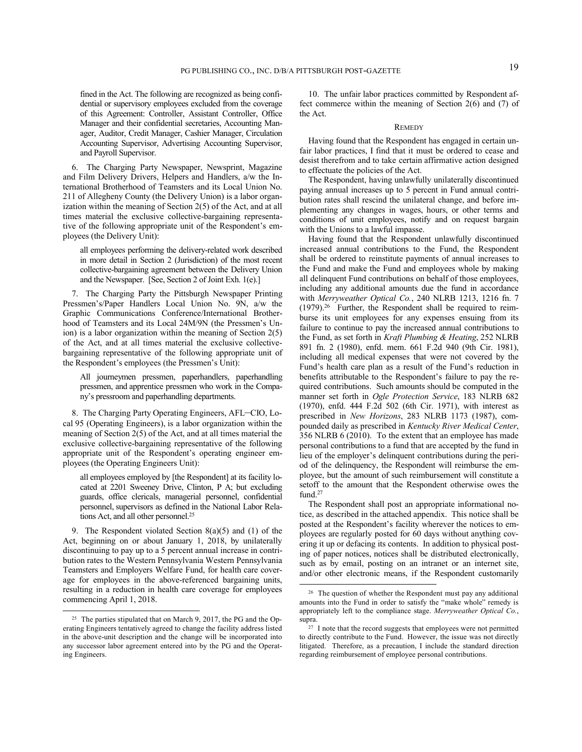fined in the Act. The following are recognized as being confidential or supervisory employees excluded from the coverage of this Agreement: Controller, Assistant Controller, Office Manager and their confidential secretaries, Accounting Manager, Auditor, Credit Manager, Cashier Manager, Circulation Accounting Supervisor, Advertising Accounting Supervisor, and Payroll Supervisor.

6. The Charging Party Newspaper, Newsprint, Magazine and Film Delivery Drivers, Helpers and Handlers, a/w the International Brotherhood of Teamsters and its Local Union No. 211 of Allegheny County (the Delivery Union) is a labor organization within the meaning of Section 2(5) of the Act, and at all times material the exclusive collective-bargaining representative of the following appropriate unit of the Respondent's employees (the Delivery Unit):

> all employees performing the delivery-related work described in more detail in Section 2 (Jurisdiction) of the most recent collective-bargaining agreement between the Delivery Union and the Newspaper. [See, Section 2 of Joint Exh. 1(e).]

7. The Charging Party the Pittsburgh Newspaper Printing Pressmen's/Paper Handlers Local Union No. 9N, a/w the Graphic Communications Conference/International Brotherhood of Teamsters and its Local 24M/9N (the Pressmen's Union) is a labor organization within the meaning of Section 2(5) of the Act, and at all times material the exclusive collective-bargaining representative of the following appropriate unit of the Respondent's employees (the Pressmen's Unit):

> All journeymen pressmen, paperhandlers, paperhandling pressmen, and apprentice pressmen who work in the Company's pressroom and paperhandling departments.

8. The Charging Party Operating Engineers, AFL–CIO, Local 95 (Operating Engineers), is a labor organization within the meaning of Section 2(5) of the Act, and at all times material the exclusive collective-bargaining representative of the following appropriate unit of the Respondent's operating engineer employees (the Operating Engineers Unit):

> all employees employed by [the Respondent] at its facility located at 2201 Sweeney Drive, Clinton, P A; but excluding guards, office clericals, managerial personnel, confidential personnel, supervisors as defined in the National Labor Relations Act, and all other personnel.[25]

9. The Respondent violated Section 8(a)(5) and (1) of the Act, beginning on or about January 1, 2018, by unilaterally discontinuing to pay up to a 5 percent annual increase in contribution rates to the Western Pennsylvania Western Pennsylvania Teamsters and Employers Welfare Fund, for health care coverage for employees in the above-referenced bargaining units, resulting in a reduction in health care coverage for employees commencing April 1, 2018.

10. The unfair labor practices committed by Respondent affect commerce within the meaning of Section 2(6) and (7) of the Act.

## REMEDY

Having found that the Respondent has engaged in certain unfair labor practices, I find that it must be ordered to cease and desist therefrom and to take certain affirmative action designed to effectuate the policies of the Act.

The Respondent, having unlawfully unilaterally discontinued paying annual increases up to 5 percent in Fund annual contribution rates shall rescind the unilateral change, and before implementing any changes in wages, hours, or other terms and conditions of unit employees, notify and on request bargain with the Unions to a lawful impasse.

Having found that the Respondent unlawfully discontinued increased annual contributions to the Fund, the Respondent shall be ordered to reinstitute payments of annual increases to the Fund and make the Fund and employees whole by making all delinquent Fund contributions on behalf of those employees, including any additional amounts due the fund in accordance with *Merryweather Optical Co.*, 240 NLRB 1213, 1216 fn. 7 (1979).[26] Further, the Respondent shall be required to reimburse its unit employees for any expenses ensuing from its failure to continue to pay the increased annual contributions to the Fund, as set forth in *Kraft Plumbing & Heating*, 252 NLRB 891 fn. 2 (1980), enfd. mem. 661 F.2d 940 (9th Cir. 1981), including all medical expenses that were not covered by the Fund's health care plan as a result of the Fund's reduction in benefits attributable to the Respondent's failure to pay the required contributions. Such amounts should be computed in the manner set forth in *Ogle Protection Service*, 183 NLRB 682 (1970), enfd. 444 F.2d 502 (6th Cir. 1971), with interest as prescribed in *New Horizons*, 283 NLRB 1173 (1987), compounded daily as prescribed in *Kentucky River Medical Center*, 356 NLRB 6 (2010). To the extent that an employee has made personal contributions to a fund that are accepted by the fund in lieu of the employer's delinquent contributions during the period of the delinquency, the Respondent will reimburse the employee, but the amount of such reimbursement will constitute a setoff to the amount that the Respondent otherwise owes the fund.[27]

The Respondent shall post an appropriate informational notice, as described in the attached appendix. This notice shall be posted at the Respondent's facility wherever the notices to employees are regularly posted for 60 days without anything covering it up or defacing its contents. In addition to physical posting of paper notices, notices shall be distributed electronically, such as by email, posting on an intranet or an internet site, and/or other electronic means, if the Respondent customarily

---

[25] The parties stipulated that on March 9, 2017, the PG and the Operating Engineers tentatively agreed to change the facility address listed in the above-unit description and the change will be incorporated into any successor labor agreement entered into by the PG and the Operating Engineers.

[26] The question of whether the Respondent must pay any additional amounts into the Fund in order to satisfy the "make whole" remedy is appropriately left to the compliance stage. *Merryweather Optical Co.*, supra.

[27] I note that the record suggests that employees were not permitted to directly contribute to the Fund. However, the issue was not directly litigated. Therefore, as a precaution, I include the standard direction regarding reimbursement of employee personal contributions.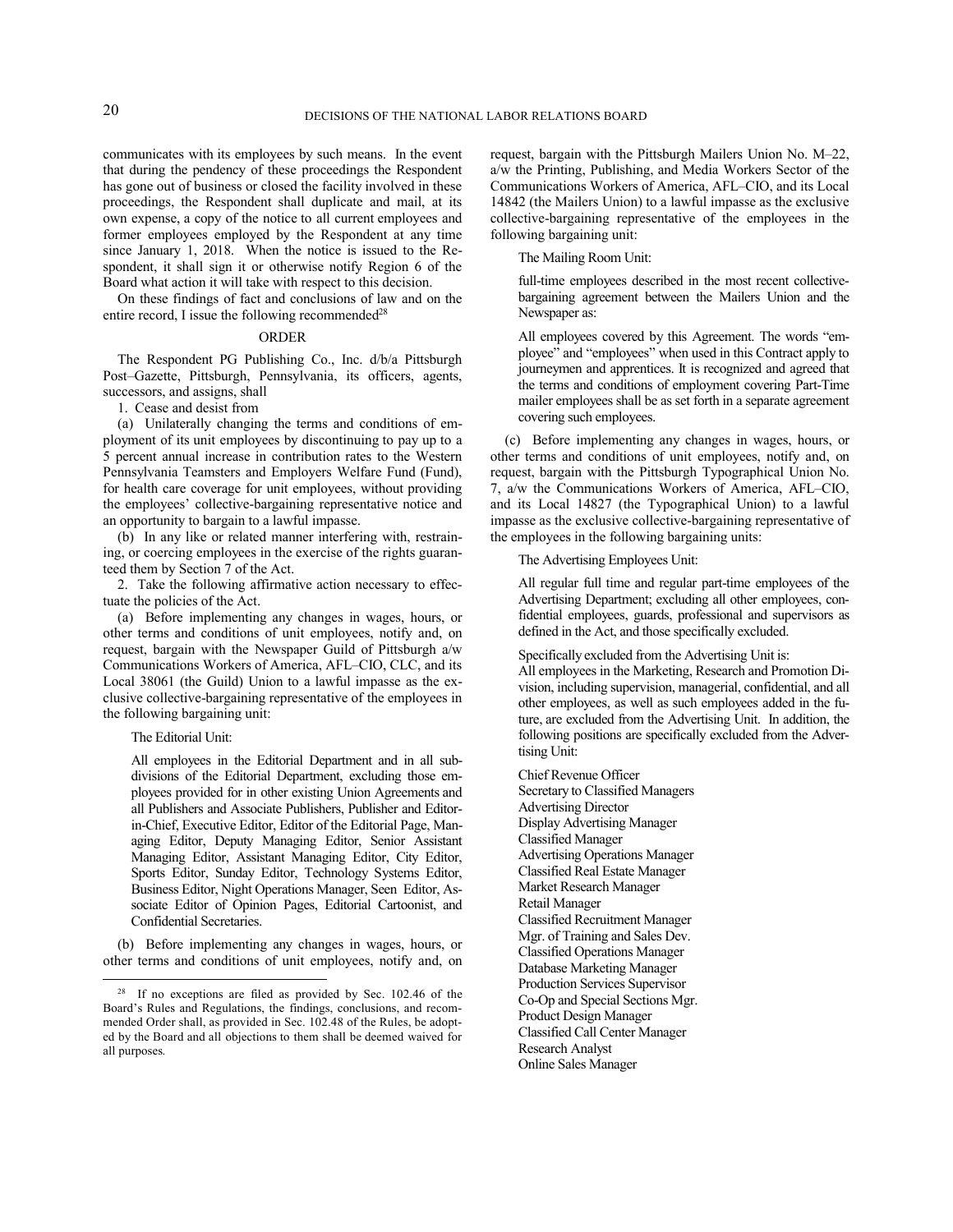communicates with its employees by such means. In the event that during the pendency of these proceedings the Respondent has gone out of business or closed the facility involved in these proceedings, the Respondent shall duplicate and mail, at its own expense, a copy of the notice to all current employees and former employees employed by the Respondent at any time since January 1, 2018. When the notice is issued to the Respondent, it shall sign it or otherwise notify Region 6 of the Board what action it will take with respect to this decision.

On these findings of fact and conclusions of law and on the entire record, I issue the following recommended[28]

## ORDER

The Respondent PG Publishing Co., Inc. d/b/a Pittsburgh Post–Gazette, Pittsburgh, Pennsylvania, its officers, agents, successors, and assigns, shall

1. Cease and desist from

(a) Unilaterally changing the terms and conditions of employment of its unit employees by discontinuing to pay up to a 5 percent annual increase in contribution rates to the Western Pennsylvania Teamsters and Employers Welfare Fund (Fund), for health care coverage for unit employees, without providing the employees' collective-bargaining representative notice and an opportunity to bargain to a lawful impasse.

(b) In any like or related manner interfering with, restraining, or coercing employees in the exercise of the rights guaranteed them by Section 7 of the Act.

2. Take the following affirmative action necessary to effectuate the policies of the Act.

(a) Before implementing any changes in wages, hours, or other terms and conditions of unit employees, notify and, on request, bargain with the Newspaper Guild of Pittsburgh a/w Communications Workers of America, AFL–CIO, CLC, and its Local 38061 (the Guild) Union to a lawful impasse as the exclusive collective-bargaining representative of the employees in the following bargaining unit:

> The Editorial Unit:
>
> All employees in the Editorial Department and in all subdivisions of the Editorial Department, excluding those employees provided for in other existing Union Agreements and all Publishers and Associate Publishers, Publisher and Editor-in-Chief, Executive Editor, Editor of the Editorial Page, Managing Editor, Deputy Managing Editor, Senior Assistant Managing Editor, Assistant Managing Editor, City Editor, Sports Editor, Sunday Editor, Technology Systems Editor, Business Editor, Night Operations Manager, Seen Editor, Associate Editor of Opinion Pages, Editorial Cartoonist, and Confidential Secretaries.

(b) Before implementing any changes in wages, hours, or other terms and conditions of unit employees, notify and, on request, bargain with the Pittsburgh Mailers Union No. M–22, a/w the Printing, Publishing, and Media Workers Sector of the Communications Workers of America, AFL–CIO, and its Local 14842 (the Mailers Union) to a lawful impasse as the exclusive collective-bargaining representative of the employees in the following bargaining unit:

> The Mailing Room Unit:
>
> full-time employees described in the most recent collective-bargaining agreement between the Mailers Union and the Newspaper as:
>
> All employees covered by this Agreement. The words "employee" and "employees" when used in this Contract apply to journeymen and apprentices. It is recognized and agreed that the terms and conditions of employment covering Part-Time mailer employees shall be as set forth in a separate agreement covering such employees.

(c) Before implementing any changes in wages, hours, or other terms and conditions of unit employees, notify and, on request, bargain with the Pittsburgh Typographical Union No. 7, a/w the Communications Workers of America, AFL–CIO, and its Local 14827 (the Typographical Union) to a lawful impasse as the exclusive collective-bargaining representative of the employees in the following bargaining units:

> The Advertising Employees Unit:
>
> All regular full time and regular part-time employees of the Advertising Department; excluding all other employees, confidential employees, guards, professional and supervisors as defined in the Act, and those specifically excluded.
>
> Specifically excluded from the Advertising Unit is:
> All employees in the Marketing, Research and Promotion Division, including supervision, managerial, confidential, and all other employees, as well as such employees added in the future, are excluded from the Advertising Unit. In addition, the following positions are specifically excluded from the Advertising Unit:
>
> Chief Revenue Officer
> Secretary to Classified Managers
> Advertising Director
> Display Advertising Manager
> Classified Manager
> Advertising Operations Manager
> Classified Real Estate Manager
> Market Research Manager
> Retail Manager
> Classified Recruitment Manager
> Mgr. of Training and Sales Dev.
> Classified Operations Manager
> Database Marketing Manager
> Production Services Supervisor
> Co-Op and Special Sections Mgr.
> Product Design Manager
> Classified Call Center Manager
> Research Analyst
> Online Sales Manager

[28] If no exceptions are filed as provided by Sec. 102.46 of the Board's Rules and Regulations, the findings, conclusions, and recommended Order shall, as provided in Sec. 102.48 of the Rules, be adopted by the Board and all objections to them shall be deemed waived for all purposes.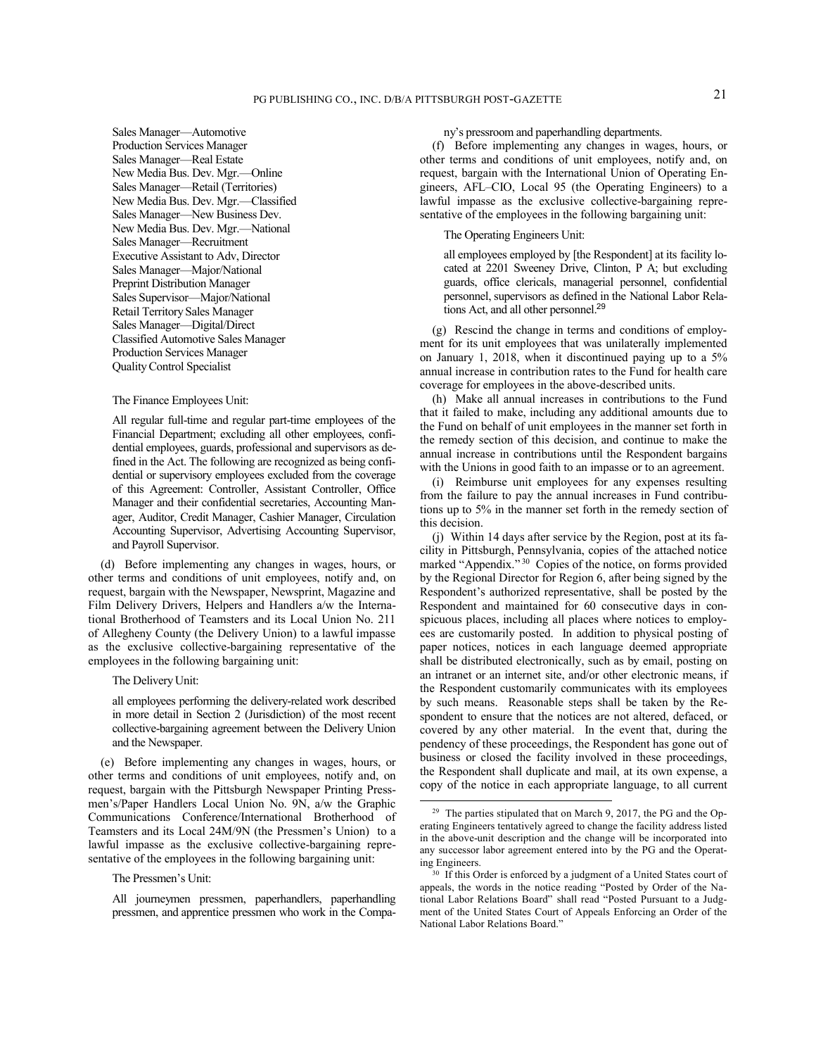Sales Manager—Automotive
Production Services Manager
Sales Manager—Real Estate
New Media Bus. Dev. Mgr.—Online
Sales Manager—Retail (Territories)
New Media Bus. Dev. Mgr.—Classified
Sales Manager—New Business Dev.
New Media Bus. Dev. Mgr.—National
Sales Manager—Recruitment
Executive Assistant to Adv, Director
Sales Manager—Major/National
Preprint Distribution Manager
Sales Supervisor—Major/National
Retail Territory Sales Manager
Sales Manager—Digital/Direct
Classified Automotive Sales Manager
Production Services Manager
Quality Control Specialist

The Finance Employees Unit:

> All regular full-time and regular part-time employees of the Financial Department; excluding all other employees, confidential employees, guards, professional and supervisors as defined in the Act. The following are recognized as being confidential or supervisory employees excluded from the coverage of this Agreement: Controller, Assistant Controller, Office Manager and their confidential secretaries, Accounting Manager, Auditor, Credit Manager, Cashier Manager, Circulation Accounting Supervisor, Advertising Accounting Supervisor, and Payroll Supervisor.

(d) Before implementing any changes in wages, hours, or other terms and conditions of unit employees, notify and, on request, bargain with the Newspaper, Newsprint, Magazine and Film Delivery Drivers, Helpers and Handlers a/w the International Brotherhood of Teamsters and its Local Union No. 211 of Allegheny County (the Delivery Union) to a lawful impasse as the exclusive collective-bargaining representative of the employees in the following bargaining unit:

The Delivery Unit:

> all employees performing the delivery-related work described in more detail in Section 2 (Jurisdiction) of the most recent collective-bargaining agreement between the Delivery Union and the Newspaper.

(e) Before implementing any changes in wages, hours, or other terms and conditions of unit employees, notify and, on request, bargain with the Pittsburgh Newspaper Printing Pressmen's/Paper Handlers Local Union No. 9N, a/w the Graphic Communications Conference/International Brotherhood of Teamsters and its Local 24M/9N (the Pressmen's Union) to a lawful impasse as the exclusive collective-bargaining representative of the employees in the following bargaining unit:

The Pressmen's Unit:

> All journeymen pressmen, paperhandlers, paperhandling pressmen, and apprentice pressmen who work in the Company's pressroom and paperhandling departments.

(f) Before implementing any changes in wages, hours, or other terms and conditions of unit employees, notify and, on request, bargain with the International Union of Operating Engineers, AFL–CIO, Local 95 (the Operating Engineers) to a lawful impasse as the exclusive collective-bargaining representative of the employees in the following bargaining unit:

The Operating Engineers Unit:

> all employees employed by [the Respondent] at its facility located at 2201 Sweeney Drive, Clinton, P A; but excluding guards, office clericals, managerial personnel, confidential personnel, supervisors as defined in the National Labor Relations Act, and all other personnel.[29]

(g) Rescind the change in terms and conditions of employment for its unit employees that was unilaterally implemented on January 1, 2018, when it discontinued paying up to a 5% annual increase in contribution rates to the Fund for health care coverage for employees in the above-described units.

(h) Make all annual increases in contributions to the Fund that it failed to make, including any additional amounts due to the Fund on behalf of unit employees in the manner set forth in the remedy section of this decision, and continue to make the annual increase in contributions until the Respondent bargains with the Unions in good faith to an impasse or to an agreement.

(i) Reimburse unit employees for any expenses resulting from the failure to pay the annual increases in Fund contributions up to 5% in the manner set forth in the remedy section of this decision.

(j) Within 14 days after service by the Region, post at its facility in Pittsburgh, Pennsylvania, copies of the attached notice marked "Appendix."[30] Copies of the notice, on forms provided by the Regional Director for Region 6, after being signed by the Respondent's authorized representative, shall be posted by the Respondent and maintained for 60 consecutive days in conspicuous places, including all places where notices to employees are customarily posted. In addition to physical posting of paper notices, notices in each language deemed appropriate shall be distributed electronically, such as by email, posting on an intranet or an internet site, and/or other electronic means, if the Respondent customarily communicates with its employees by such means. Reasonable steps shall be taken by the Respondent to ensure that the notices are not altered, defaced, or covered by any other material. In the event that, during the pendency of these proceedings, the Respondent has gone out of business or closed the facility involved in these proceedings, the Respondent shall duplicate and mail, at its own expense, a copy of the notice in each appropriate language, to all current

---

[29] The parties stipulated that on March 9, 2017, the PG and the Operating Engineers tentatively agreed to change the facility address listed in the above-unit description and the change will be incorporated into any successor labor agreement entered into by the PG and the Operating Engineers.

[30] If this Order is enforced by a judgment of a United States court of appeals, the words in the notice reading "Posted by Order of the National Labor Relations Board" shall read "Posted Pursuant to a Judgment of the United States Court of Appeals Enforcing an Order of the National Labor Relations Board."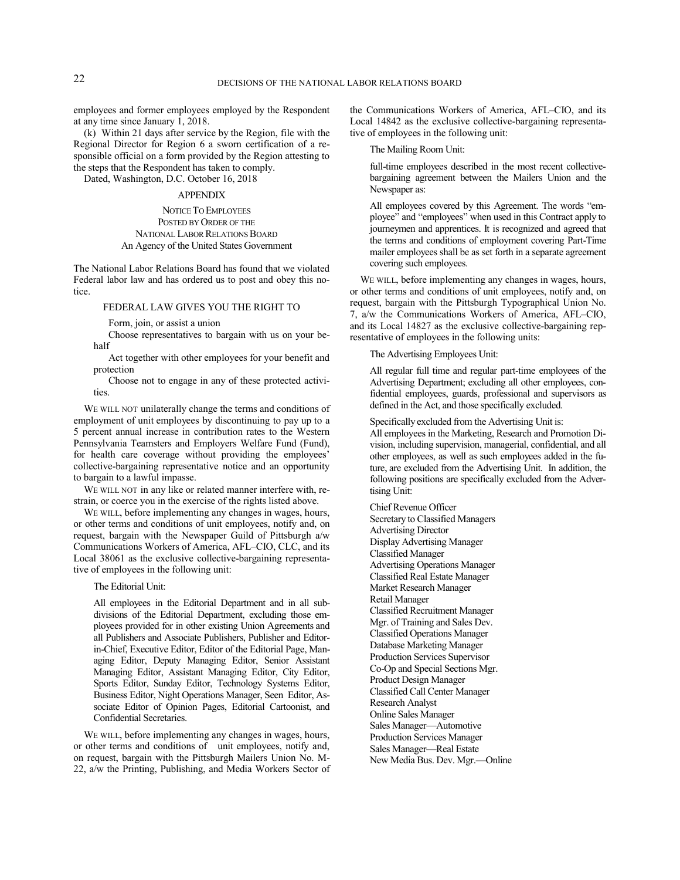employees and former employees employed by the Respondent at any time since January 1, 2018.

(k) Within 21 days after service by the Region, file with the Regional Director for Region 6 a sworn certification of a responsible official on a form provided by the Region attesting to the steps that the Respondent has taken to comply.

Dated, Washington, D.C. October 16, 2018

## APPENDIX

NOTICE TO EMPLOYEES
POSTED BY ORDER OF THE
NATIONAL LABOR RELATIONS BOARD
An Agency of the United States Government

The National Labor Relations Board has found that we violated Federal labor law and has ordered us to post and obey this notice.

FEDERAL LAW GIVES YOU THE RIGHT TO

Form, join, or assist a union

Choose representatives to bargain with us on your behalf

Act together with other employees for your benefit and protection

Choose not to engage in any of these protected activities.

WE WILL NOT unilaterally change the terms and conditions of employment of unit employees by discontinuing to pay up to a 5 percent annual increase in contribution rates to the Western Pennsylvania Teamsters and Employers Welfare Fund (Fund), for health care coverage without providing the employees' collective-bargaining representative notice and an opportunity to bargain to a lawful impasse.

WE WILL NOT in any like or related manner interfere with, restrain, or coerce you in the exercise of the rights listed above.

WE WILL, before implementing any changes in wages, hours, or other terms and conditions of unit employees, notify and, on request, bargain with the Newspaper Guild of Pittsburgh a/w Communications Workers of America, AFL–CIO, CLC, and its Local 38061 as the exclusive collective-bargaining representative of employees in the following unit:

> The Editorial Unit:
>
> All employees in the Editorial Department and in all subdivisions of the Editorial Department, excluding those employees provided for in other existing Union Agreements and all Publishers and Associate Publishers, Publisher and Editor-in-Chief, Executive Editor, Editor of the Editorial Page, Managing Editor, Deputy Managing Editor, Senior Assistant Managing Editor, Assistant Managing Editor, City Editor, Sports Editor, Sunday Editor, Technology Systems Editor, Business Editor, Night Operations Manager, Seen Editor, Associate Editor of Opinion Pages, Editorial Cartoonist, and Confidential Secretaries.

WE WILL, before implementing any changes in wages, hours, or other terms and conditions of unit employees, notify and, on request, bargain with the Pittsburgh Mailers Union No. M-22, a/w the Printing, Publishing, and Media Workers Sector of the Communications Workers of America, AFL–CIO, and its Local 14842 as the exclusive collective-bargaining representative of employees in the following unit:

> The Mailing Room Unit:
>
> full-time employees described in the most recent collective-bargaining agreement between the Mailers Union and the Newspaper as:
>
> All employees covered by this Agreement. The words "employee" and "employees" when used in this Contract apply to journeymen and apprentices. It is recognized and agreed that the terms and conditions of employment covering Part-Time mailer employees shall be as set forth in a separate agreement covering such employees.

WE WILL, before implementing any changes in wages, hours, or other terms and conditions of unit employees, notify and, on request, bargain with the Pittsburgh Typographical Union No. 7, a/w the Communications Workers of America, AFL–CIO, and its Local 14827 as the exclusive collective-bargaining representative of employees in the following units:

> The Advertising Employees Unit:
>
> All regular full time and regular part-time employees of the Advertising Department; excluding all other employees, confidential employees, guards, professional and supervisors as defined in the Act, and those specifically excluded.
>
> Specifically excluded from the Advertising Unit is:
> All employees in the Marketing, Research and Promotion Division, including supervision, managerial, confidential, and all other employees, as well as such employees added in the future, are excluded from the Advertising Unit. In addition, the following positions are specifically excluded from the Advertising Unit:
>
> Chief Revenue Officer
> Secretary to Classified Managers
> Advertising Director
> Display Advertising Manager
> Classified Manager
> Advertising Operations Manager
> Classified Real Estate Manager
> Market Research Manager
> Retail Manager
> Classified Recruitment Manager
> Mgr. of Training and Sales Dev.
> Classified Operations Manager
> Database Marketing Manager
> Production Services Supervisor
> Co-Op and Special Sections Mgr.
> Product Design Manager
> Classified Call Center Manager
> Research Analyst
> Online Sales Manager
> Sales Manager—Automotive
> Production Services Manager
> Sales Manager—Real Estate
> New Media Bus. Dev. Mgr.—Online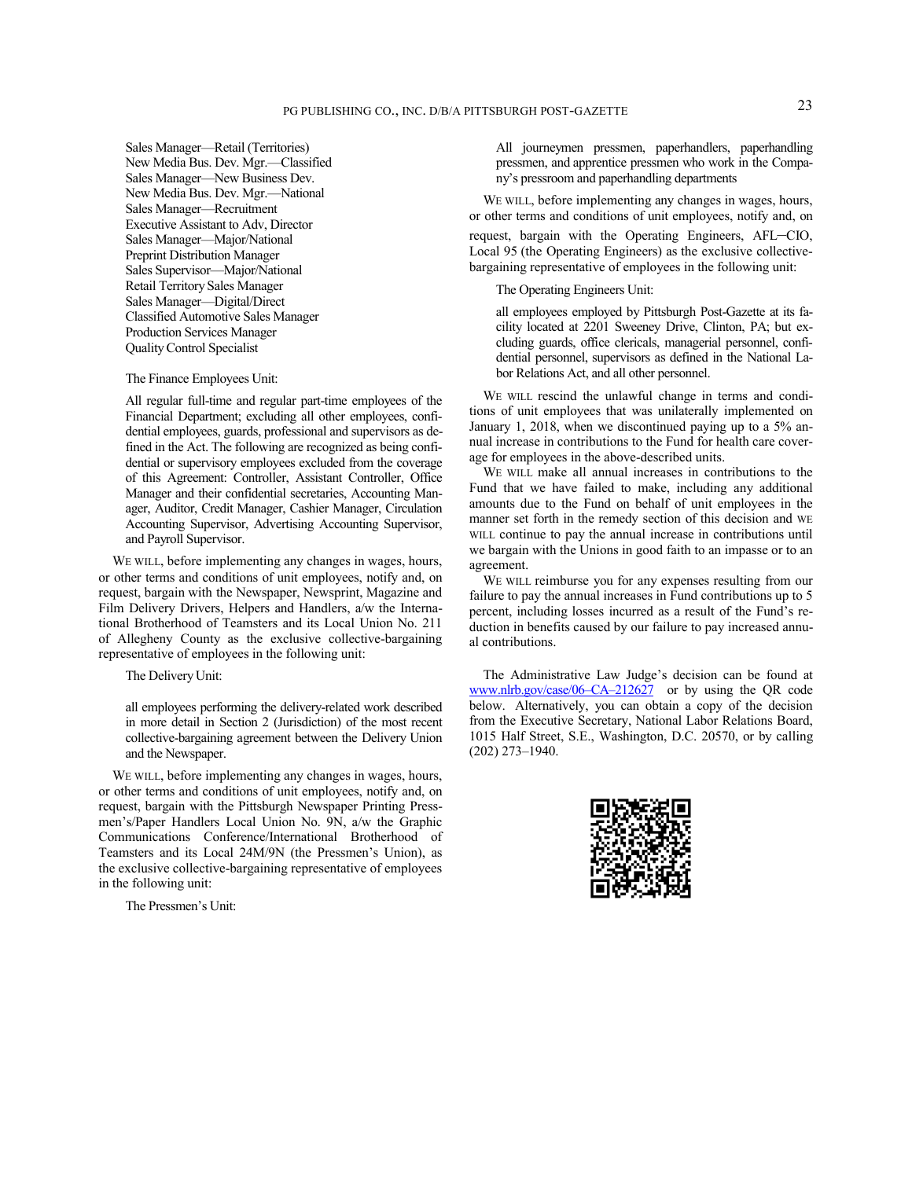Sales Manager—Retail (Territories)
New Media Bus. Dev. Mgr.—Classified
Sales Manager—New Business Dev.
New Media Bus. Dev. Mgr.—National
Sales Manager—Recruitment
Executive Assistant to Adv, Director
Sales Manager—Major/National
Preprint Distribution Manager
Sales Supervisor—Major/National
Retail Territory Sales Manager
Sales Manager—Digital/Direct
Classified Automotive Sales Manager
Production Services Manager
Quality Control Specialist

The Finance Employees Unit:

All regular full-time and regular part-time employees of the Financial Department; excluding all other employees, confidential employees, guards, professional and supervisors as defined in the Act. The following are recognized as being confidential or supervisory employees excluded from the coverage of this Agreement: Controller, Assistant Controller, Office Manager and their confidential secretaries, Accounting Manager, Auditor, Credit Manager, Cashier Manager, Circulation Accounting Supervisor, Advertising Accounting Supervisor, and Payroll Supervisor.

WE WILL, before implementing any changes in wages, hours, or other terms and conditions of unit employees, notify and, on request, bargain with the Newspaper, Newsprint, Magazine and Film Delivery Drivers, Helpers and Handlers, a/w the International Brotherhood of Teamsters and its Local Union No. 211 of Allegheny County as the exclusive collective-bargaining representative of employees in the following unit:

The Delivery Unit:

all employees performing the delivery-related work described in more detail in Section 2 (Jurisdiction) of the most recent collective-bargaining agreement between the Delivery Union and the Newspaper.

WE WILL, before implementing any changes in wages, hours, or other terms and conditions of unit employees, notify and, on request, bargain with the Pittsburgh Newspaper Printing Pressmen's/Paper Handlers Local Union No. 9N, a/w the Graphic Communications Conference/International Brotherhood of Teamsters and its Local 24M/9N (the Pressmen's Union), as the exclusive collective-bargaining representative of employees in the following unit:

The Pressmen's Unit:

All journeymen pressmen, paperhandlers, paperhandling pressmen, and apprentice pressmen who work in the Company's pressroom and paperhandling departments

WE WILL, before implementing any changes in wages, hours, or other terms and conditions of unit employees, notify and, on request, bargain with the Operating Engineers, AFL–CIO, Local 95 (the Operating Engineers) as the exclusive collective-bargaining representative of employees in the following unit:

The Operating Engineers Unit:

all employees employed by Pittsburgh Post-Gazette at its facility located at 2201 Sweeney Drive, Clinton, PA; but excluding guards, office clericals, managerial personnel, confidential personnel, supervisors as defined in the National Labor Relations Act, and all other personnel.

WE WILL rescind the unlawful change in terms and conditions of unit employees that was unilaterally implemented on January 1, 2018, when we discontinued paying up to a 5% annual increase in contributions to the Fund for health care coverage for employees in the above-described units.

WE WILL make all annual increases in contributions to the Fund that we have failed to make, including any additional amounts due to the Fund on behalf of unit employees in the manner set forth in the remedy section of this decision and WE WILL continue to pay the annual increase in contributions until we bargain with the Unions in good faith to an impasse or to an agreement.

WE WILL reimburse you for any expenses resulting from our failure to pay the annual increases in Fund contributions up to 5 percent, including losses incurred as a result of the Fund's reduction in benefits caused by our failure to pay increased annual contributions.

The Administrative Law Judge's decision can be found at www.nlrb.gov/case/06–CA–212627 or by using the QR code below. Alternatively, you can obtain a copy of the decision from the Executive Secretary, National Labor Relations Board, 1015 Half Street, S.E., Washington, D.C. 20570, or by calling (202) 273–1940.